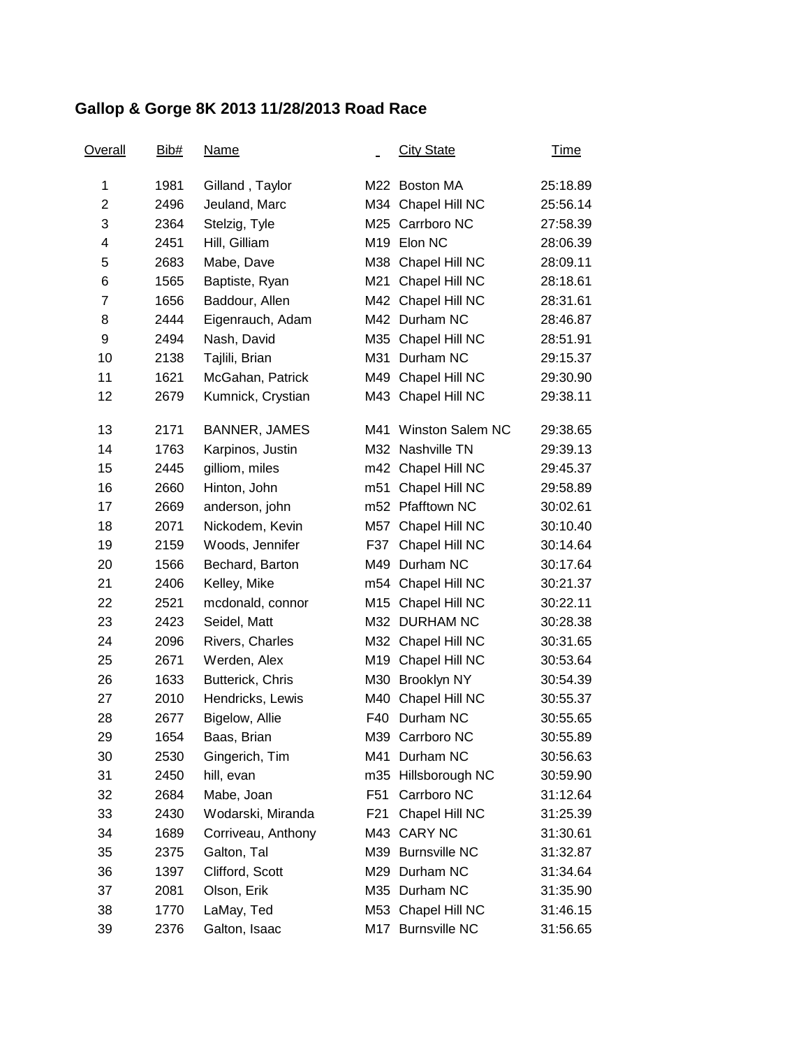## Gallop & Gorge 8K 2013 11/28/2013 Road Race

| Overall | Bib# | Name | _ | City State | Time |
|---|---|---|---|---|---|
| 1 | 1981 | Gilland , Taylor | M22 | Boston MA | 25:18.89 |
| 2 | 2496 | Jeuland, Marc | M34 | Chapel Hill NC | 25:56.14 |
| 3 | 2364 | Stelzig, Tyle | M25 | Carrboro NC | 27:58.39 |
| 4 | 2451 | Hill, Gilliam | M19 | Elon NC | 28:06.39 |
| 5 | 2683 | Mabe, Dave | M38 | Chapel Hill NC | 28:09.11 |
| 6 | 1565 | Baptiste, Ryan | M21 | Chapel Hill NC | 28:18.61 |
| 7 | 1656 | Baddour, Allen | M42 | Chapel Hill NC | 28:31.61 |
| 8 | 2444 | Eigenrauch, Adam | M42 | Durham NC | 28:46.87 |
| 9 | 2494 | Nash, David | M35 | Chapel Hill NC | 28:51.91 |
| 10 | 2138 | Tajlili, Brian | M31 | Durham NC | 29:15.37 |
| 11 | 1621 | McGahan, Patrick | M49 | Chapel Hill NC | 29:30.90 |
| 12 | 2679 | Kumnick, Crystian | M43 | Chapel Hill NC | 29:38.11 |
| 13 | 2171 | BANNER, JAMES | M41 | Winston Salem NC | 29:38.65 |
| 14 | 1763 | Karpinos, Justin | M32 | Nashville TN | 29:39.13 |
| 15 | 2445 | gilliom, miles | m42 | Chapel Hill NC | 29:45.37 |
| 16 | 2660 | Hinton, John | m51 | Chapel Hill NC | 29:58.89 |
| 17 | 2669 | anderson, john | m52 | Pfafftown NC | 30:02.61 |
| 18 | 2071 | Nickodem, Kevin | M57 | Chapel Hill NC | 30:10.40 |
| 19 | 2159 | Woods, Jennifer | F37 | Chapel Hill NC | 30:14.64 |
| 20 | 1566 | Bechard, Barton | M49 | Durham NC | 30:17.64 |
| 21 | 2406 | Kelley, Mike | m54 | Chapel Hill NC | 30:21.37 |
| 22 | 2521 | mcdonald, connor | M15 | Chapel Hill NC | 30:22.11 |
| 23 | 2423 | Seidel, Matt | M32 | DURHAM NC | 30:28.38 |
| 24 | 2096 | Rivers, Charles | M32 | Chapel Hill NC | 30:31.65 |
| 25 | 2671 | Werden, Alex | M19 | Chapel Hill NC | 30:53.64 |
| 26 | 1633 | Butterick, Chris | M30 | Brooklyn NY | 30:54.39 |
| 27 | 2010 | Hendricks, Lewis | M40 | Chapel Hill NC | 30:55.37 |
| 28 | 2677 | Bigelow, Allie | F40 | Durham NC | 30:55.65 |
| 29 | 1654 | Baas, Brian | M39 | Carrboro NC | 30:55.89 |
| 30 | 2530 | Gingerich, Tim | M41 | Durham NC | 30:56.63 |
| 31 | 2450 | hill, evan | m35 | Hillsborough NC | 30:59.90 |
| 32 | 2684 | Mabe, Joan | F51 | Carrboro NC | 31:12.64 |
| 33 | 2430 | Wodarski, Miranda | F21 | Chapel Hill NC | 31:25.39 |
| 34 | 1689 | Corriveau, Anthony | M43 | CARY NC | 31:30.61 |
| 35 | 2375 | Galton, Tal | M39 | Burnsville NC | 31:32.87 |
| 36 | 1397 | Clifford, Scott | M29 | Durham NC | 31:34.64 |
| 37 | 2081 | Olson, Erik | M35 | Durham NC | 31:35.90 |
| 38 | 1770 | LaMay, Ted | M53 | Chapel Hill NC | 31:46.15 |
| 39 | 2376 | Galton, Isaac | M17 | Burnsville NC | 31:56.65 |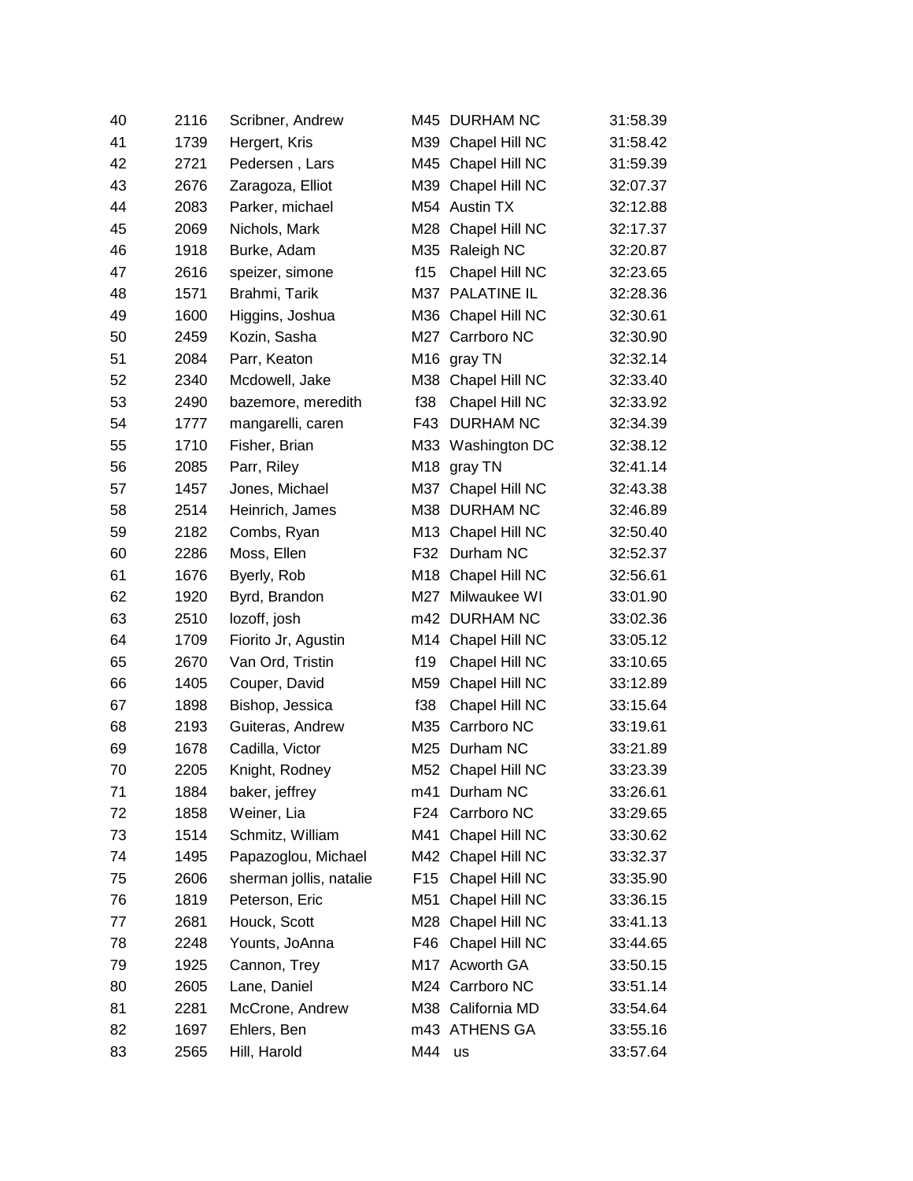| | | | | | |
|---|---|---|---|---|---|
| 40 | 2116 | Scribner, Andrew | M45 | DURHAM NC | 31:58.39 |
| 41 | 1739 | Hergert, Kris | M39 | Chapel Hill NC | 31:58.42 |
| 42 | 2721 | Pedersen , Lars | M45 | Chapel Hill NC | 31:59.39 |
| 43 | 2676 | Zaragoza, Elliot | M39 | Chapel Hill NC | 32:07.37 |
| 44 | 2083 | Parker, michael | M54 | Austin TX | 32:12.88 |
| 45 | 2069 | Nichols, Mark | M28 | Chapel Hill NC | 32:17.37 |
| 46 | 1918 | Burke, Adam | M35 | Raleigh NC | 32:20.87 |
| 47 | 2616 | speizer, simone | f15 | Chapel Hill NC | 32:23.65 |
| 48 | 1571 | Brahmi, Tarik | M37 | PALATINE IL | 32:28.36 |
| 49 | 1600 | Higgins, Joshua | M36 | Chapel Hill NC | 32:30.61 |
| 50 | 2459 | Kozin, Sasha | M27 | Carrboro NC | 32:30.90 |
| 51 | 2084 | Parr, Keaton | M16 | gray TN | 32:32.14 |
| 52 | 2340 | Mcdowell, Jake | M38 | Chapel Hill NC | 32:33.40 |
| 53 | 2490 | bazemore, meredith | f38 | Chapel Hill NC | 32:33.92 |
| 54 | 1777 | mangarelli, caren | F43 | DURHAM NC | 32:34.39 |
| 55 | 1710 | Fisher, Brian | M33 | Washington DC | 32:38.12 |
| 56 | 2085 | Parr, Riley | M18 | gray TN | 32:41.14 |
| 57 | 1457 | Jones, Michael | M37 | Chapel Hill NC | 32:43.38 |
| 58 | 2514 | Heinrich, James | M38 | DURHAM NC | 32:46.89 |
| 59 | 2182 | Combs, Ryan | M13 | Chapel Hill NC | 32:50.40 |
| 60 | 2286 | Moss, Ellen | F32 | Durham NC | 32:52.37 |
| 61 | 1676 | Byerly, Rob | M18 | Chapel Hill NC | 32:56.61 |
| 62 | 1920 | Byrd, Brandon | M27 | Milwaukee WI | 33:01.90 |
| 63 | 2510 | lozoff, josh | m42 | DURHAM NC | 33:02.36 |
| 64 | 1709 | Fiorito Jr, Agustin | M14 | Chapel Hill NC | 33:05.12 |
| 65 | 2670 | Van Ord, Tristin | f19 | Chapel Hill NC | 33:10.65 |
| 66 | 1405 | Couper, David | M59 | Chapel Hill NC | 33:12.89 |
| 67 | 1898 | Bishop, Jessica | f38 | Chapel Hill NC | 33:15.64 |
| 68 | 2193 | Guiteras, Andrew | M35 | Carrboro NC | 33:19.61 |
| 69 | 1678 | Cadilla, Victor | M25 | Durham NC | 33:21.89 |
| 70 | 2205 | Knight, Rodney | M52 | Chapel Hill NC | 33:23.39 |
| 71 | 1884 | baker, jeffrey | m41 | Durham NC | 33:26.61 |
| 72 | 1858 | Weiner, Lia | F24 | Carrboro NC | 33:29.65 |
| 73 | 1514 | Schmitz, William | M41 | Chapel Hill NC | 33:30.62 |
| 74 | 1495 | Papazoglou, Michael | M42 | Chapel Hill NC | 33:32.37 |
| 75 | 2606 | sherman jollis, natalie | F15 | Chapel Hill NC | 33:35.90 |
| 76 | 1819 | Peterson, Eric | M51 | Chapel Hill NC | 33:36.15 |
| 77 | 2681 | Houck, Scott | M28 | Chapel Hill NC | 33:41.13 |
| 78 | 2248 | Younts, JoAnna | F46 | Chapel Hill NC | 33:44.65 |
| 79 | 1925 | Cannon, Trey | M17 | Acworth GA | 33:50.15 |
| 80 | 2605 | Lane, Daniel | M24 | Carrboro NC | 33:51.14 |
| 81 | 2281 | McCrone, Andrew | M38 | California MD | 33:54.64 |
| 82 | 1697 | Ehlers, Ben | m43 | ATHENS GA | 33:55.16 |
| 83 | 2565 | Hill, Harold | M44 | us | 33:57.64 |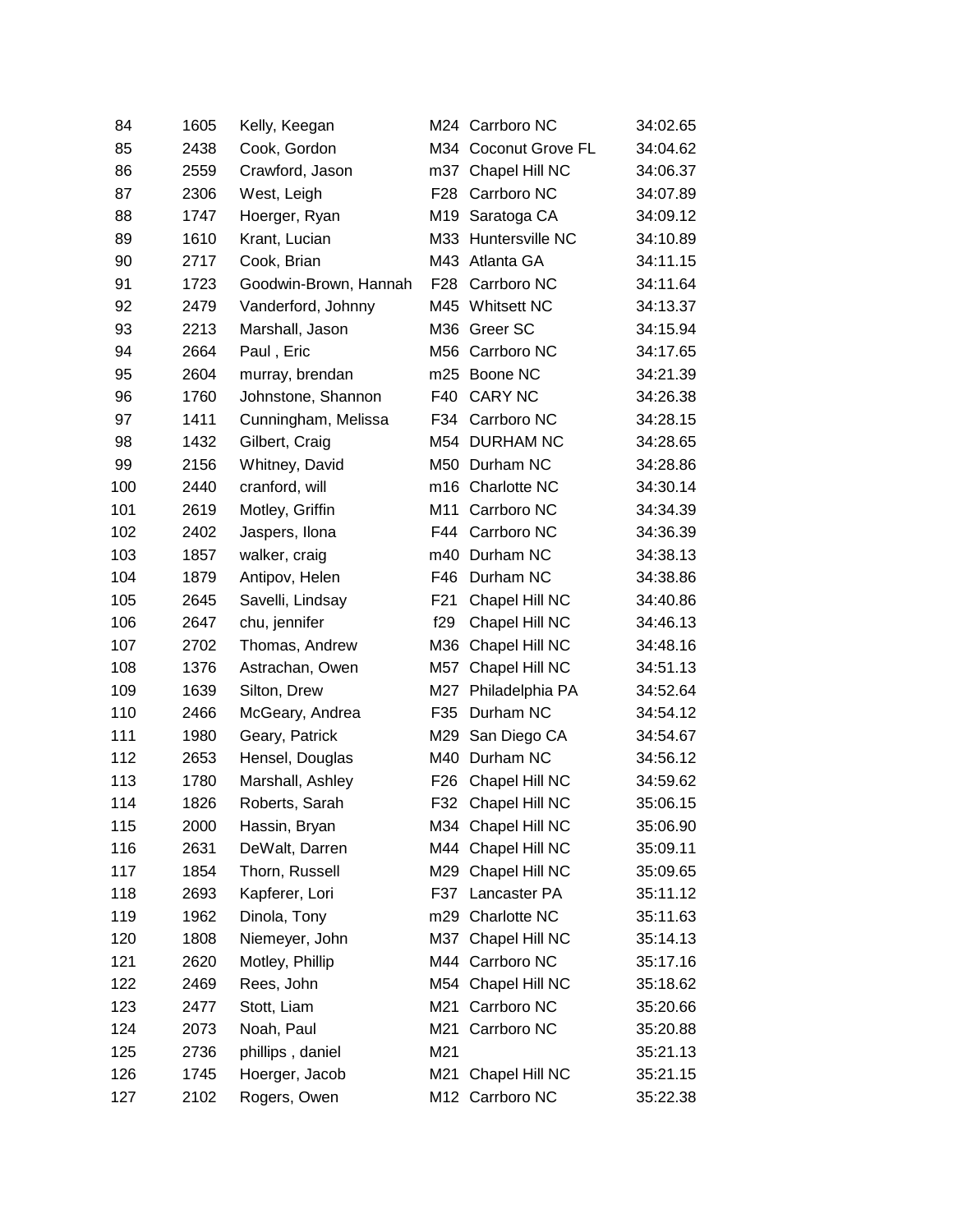| | | | | | |
|---|---|---|---|---|---|
| 84 | 1605 | Kelly, Keegan | M24 | Carrboro NC | 34:02.65 |
| 85 | 2438 | Cook, Gordon | M34 | Coconut Grove FL | 34:04.62 |
| 86 | 2559 | Crawford, Jason | m37 | Chapel Hill NC | 34:06.37 |
| 87 | 2306 | West, Leigh | F28 | Carrboro NC | 34:07.89 |
| 88 | 1747 | Hoerger, Ryan | M19 | Saratoga CA | 34:09.12 |
| 89 | 1610 | Krant, Lucian | M33 | Huntersville NC | 34:10.89 |
| 90 | 2717 | Cook, Brian | M43 | Atlanta GA | 34:11.15 |
| 91 | 1723 | Goodwin-Brown, Hannah | F28 | Carrboro NC | 34:11.64 |
| 92 | 2479 | Vanderford, Johnny | M45 | Whitsett NC | 34:13.37 |
| 93 | 2213 | Marshall, Jason | M36 | Greer SC | 34:15.94 |
| 94 | 2664 | Paul , Eric | M56 | Carrboro NC | 34:17.65 |
| 95 | 2604 | murray, brendan | m25 | Boone NC | 34:21.39 |
| 96 | 1760 | Johnstone, Shannon | F40 | CARY NC | 34:26.38 |
| 97 | 1411 | Cunningham, Melissa | F34 | Carrboro NC | 34:28.15 |
| 98 | 1432 | Gilbert, Craig | M54 | DURHAM NC | 34:28.65 |
| 99 | 2156 | Whitney, David | M50 | Durham NC | 34:28.86 |
| 100 | 2440 | cranford, will | m16 | Charlotte NC | 34:30.14 |
| 101 | 2619 | Motley, Griffin | M11 | Carrboro NC | 34:34.39 |
| 102 | 2402 | Jaspers, Ilona | F44 | Carrboro NC | 34:36.39 |
| 103 | 1857 | walker, craig | m40 | Durham NC | 34:38.13 |
| 104 | 1879 | Antipov, Helen | F46 | Durham NC | 34:38.86 |
| 105 | 2645 | Savelli, Lindsay | F21 | Chapel Hill NC | 34:40.86 |
| 106 | 2647 | chu, jennifer | f29 | Chapel Hill NC | 34:46.13 |
| 107 | 2702 | Thomas, Andrew | M36 | Chapel Hill NC | 34:48.16 |
| 108 | 1376 | Astrachan, Owen | M57 | Chapel Hill NC | 34:51.13 |
| 109 | 1639 | Silton, Drew | M27 | Philadelphia PA | 34:52.64 |
| 110 | 2466 | McGeary, Andrea | F35 | Durham NC | 34:54.12 |
| 111 | 1980 | Geary, Patrick | M29 | San Diego CA | 34:54.67 |
| 112 | 2653 | Hensel, Douglas | M40 | Durham NC | 34:56.12 |
| 113 | 1780 | Marshall, Ashley | F26 | Chapel Hill NC | 34:59.62 |
| 114 | 1826 | Roberts, Sarah | F32 | Chapel Hill NC | 35:06.15 |
| 115 | 2000 | Hassin, Bryan | M34 | Chapel Hill NC | 35:06.90 |
| 116 | 2631 | DeWalt, Darren | M44 | Chapel Hill NC | 35:09.11 |
| 117 | 1854 | Thorn, Russell | M29 | Chapel Hill NC | 35:09.65 |
| 118 | 2693 | Kapferer, Lori | F37 | Lancaster PA | 35:11.12 |
| 119 | 1962 | Dinola, Tony | m29 | Charlotte NC | 35:11.63 |
| 120 | 1808 | Niemeyer, John | M37 | Chapel Hill NC | 35:14.13 |
| 121 | 2620 | Motley, Phillip | M44 | Carrboro NC | 35:17.16 |
| 122 | 2469 | Rees, John | M54 | Chapel Hill NC | 35:18.62 |
| 123 | 2477 | Stott, Liam | M21 | Carrboro NC | 35:20.66 |
| 124 | 2073 | Noah, Paul | M21 | Carrboro NC | 35:20.88 |
| 125 | 2736 | phillips , daniel | M21 | | 35:21.13 |
| 126 | 1745 | Hoerger, Jacob | M21 | Chapel Hill NC | 35:21.15 |
| 127 | 2102 | Rogers, Owen | M12 | Carrboro NC | 35:22.38 |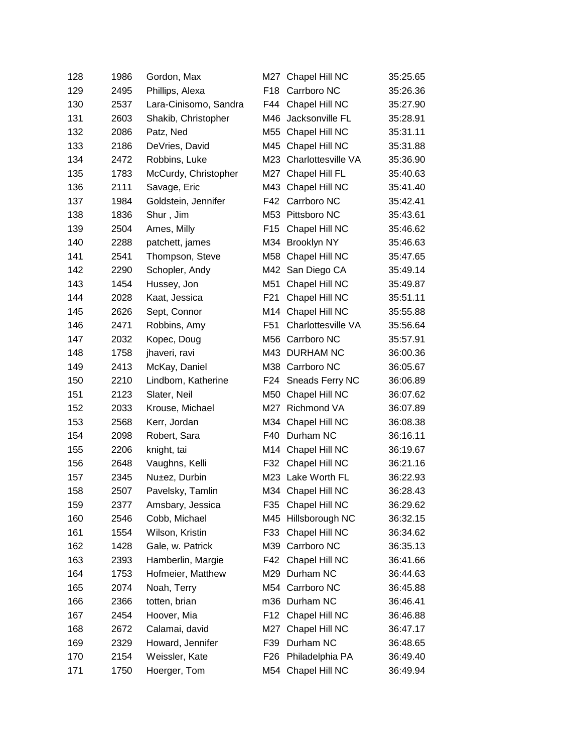| | | | | | |
|---|---|---|---|---|---|
| 128 | 1986 | Gordon, Max | M27 | Chapel Hill NC | 35:25.65 |
| 129 | 2495 | Phillips, Alexa | F18 | Carrboro NC | 35:26.36 |
| 130 | 2537 | Lara-Cinisomo, Sandra | F44 | Chapel Hill NC | 35:27.90 |
| 131 | 2603 | Shakib, Christopher | M46 | Jacksonville FL | 35:28.91 |
| 132 | 2086 | Patz, Ned | M55 | Chapel Hill NC | 35:31.11 |
| 133 | 2186 | DeVries, David | M45 | Chapel Hill NC | 35:31.88 |
| 134 | 2472 | Robbins, Luke | M23 | Charlottesville VA | 35:36.90 |
| 135 | 1783 | McCurdy, Christopher | M27 | Chapel Hill FL | 35:40.63 |
| 136 | 2111 | Savage, Eric | M43 | Chapel Hill NC | 35:41.40 |
| 137 | 1984 | Goldstein, Jennifer | F42 | Carrboro NC | 35:42.41 |
| 138 | 1836 | Shur , Jim | M53 | Pittsboro NC | 35:43.61 |
| 139 | 2504 | Ames, Milly | F15 | Chapel Hill NC | 35:46.62 |
| 140 | 2288 | patchett, james | M34 | Brooklyn NY | 35:46.63 |
| 141 | 2541 | Thompson, Steve | M58 | Chapel Hill NC | 35:47.65 |
| 142 | 2290 | Schopler, Andy | M42 | San Diego CA | 35:49.14 |
| 143 | 1454 | Hussey, Jon | M51 | Chapel Hill NC | 35:49.87 |
| 144 | 2028 | Kaat, Jessica | F21 | Chapel Hill NC | 35:51.11 |
| 145 | 2626 | Sept, Connor | M14 | Chapel Hill NC | 35:55.88 |
| 146 | 2471 | Robbins, Amy | F51 | Charlottesville VA | 35:56.64 |
| 147 | 2032 | Kopec, Doug | M56 | Carrboro NC | 35:57.91 |
| 148 | 1758 | jhaveri, ravi | M43 | DURHAM NC | 36:00.36 |
| 149 | 2413 | McKay, Daniel | M38 | Carrboro NC | 36:05.67 |
| 150 | 2210 | Lindbom, Katherine | F24 | Sneads Ferry NC | 36:06.89 |
| 151 | 2123 | Slater, Neil | M50 | Chapel Hill NC | 36:07.62 |
| 152 | 2033 | Krouse, Michael | M27 | Richmond VA | 36:07.89 |
| 153 | 2568 | Kerr, Jordan | M34 | Chapel Hill NC | 36:08.38 |
| 154 | 2098 | Robert, Sara | F40 | Durham NC | 36:16.11 |
| 155 | 2206 | knight, tai | M14 | Chapel Hill NC | 36:19.67 |
| 156 | 2648 | Vaughns, Kelli | F32 | Chapel Hill NC | 36:21.16 |
| 157 | 2345 | Nu±ez, Durbin | M23 | Lake Worth FL | 36:22.93 |
| 158 | 2507 | Pavelsky, Tamlin | M34 | Chapel Hill NC | 36:28.43 |
| 159 | 2377 | Amsbary, Jessica | F35 | Chapel Hill NC | 36:29.62 |
| 160 | 2546 | Cobb, Michael | M45 | Hillsborough NC | 36:32.15 |
| 161 | 1554 | Wilson, Kristin | F33 | Chapel Hill NC | 36:34.62 |
| 162 | 1428 | Gale, w. Patrick | M39 | Carrboro NC | 36:35.13 |
| 163 | 2393 | Hamberlin, Margie | F42 | Chapel Hill NC | 36:41.66 |
| 164 | 1753 | Hofmeier, Matthew | M29 | Durham NC | 36:44.63 |
| 165 | 2074 | Noah, Terry | M54 | Carrboro NC | 36:45.88 |
| 166 | 2366 | totten, brian | m36 | Durham NC | 36:46.41 |
| 167 | 2454 | Hoover, Mia | F12 | Chapel Hill NC | 36:46.88 |
| 168 | 2672 | Calamai, david | M27 | Chapel Hill NC | 36:47.17 |
| 169 | 2329 | Howard, Jennifer | F39 | Durham NC | 36:48.65 |
| 170 | 2154 | Weissler, Kate | F26 | Philadelphia PA | 36:49.40 |
| 171 | 1750 | Hoerger, Tom | M54 | Chapel Hill NC | 36:49.94 |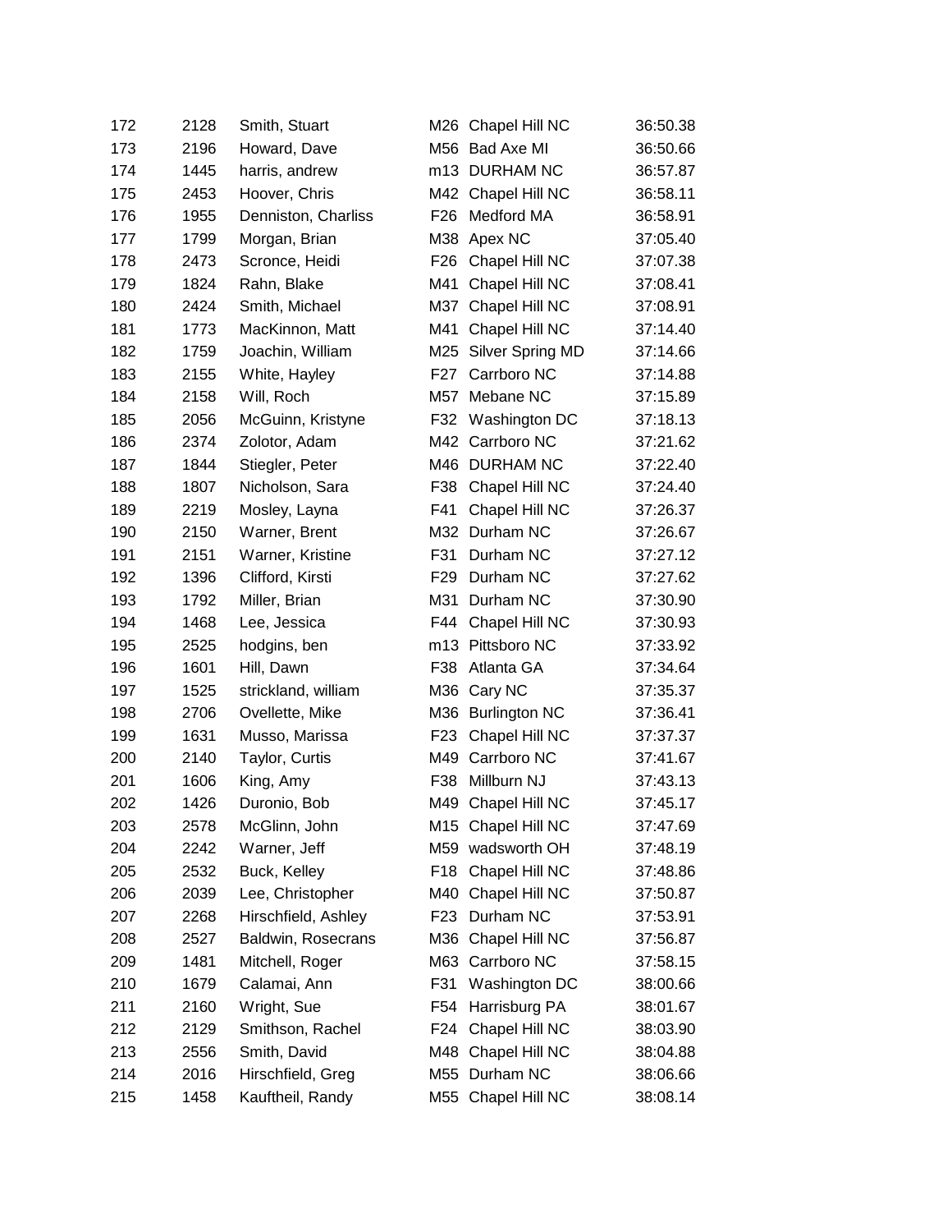| | | | | | |
|---|---|---|---|---|---|
| 172 | 2128 | Smith, Stuart | M26 | Chapel Hill NC | 36:50.38 |
| 173 | 2196 | Howard, Dave | M56 | Bad Axe MI | 36:50.66 |
| 174 | 1445 | harris, andrew | m13 | DURHAM NC | 36:57.87 |
| 175 | 2453 | Hoover, Chris | M42 | Chapel Hill NC | 36:58.11 |
| 176 | 1955 | Denniston, Charliss | F26 | Medford MA | 36:58.91 |
| 177 | 1799 | Morgan, Brian | M38 | Apex NC | 37:05.40 |
| 178 | 2473 | Scronce, Heidi | F26 | Chapel Hill NC | 37:07.38 |
| 179 | 1824 | Rahn, Blake | M41 | Chapel Hill NC | 37:08.41 |
| 180 | 2424 | Smith, Michael | M37 | Chapel Hill NC | 37:08.91 |
| 181 | 1773 | MacKinnon, Matt | M41 | Chapel Hill NC | 37:14.40 |
| 182 | 1759 | Joachin, William | M25 | Silver Spring MD | 37:14.66 |
| 183 | 2155 | White, Hayley | F27 | Carrboro NC | 37:14.88 |
| 184 | 2158 | Will, Roch | M57 | Mebane NC | 37:15.89 |
| 185 | 2056 | McGuinn, Kristyne | F32 | Washington DC | 37:18.13 |
| 186 | 2374 | Zolotor, Adam | M42 | Carrboro NC | 37:21.62 |
| 187 | 1844 | Stiegler, Peter | M46 | DURHAM NC | 37:22.40 |
| 188 | 1807 | Nicholson, Sara | F38 | Chapel Hill NC | 37:24.40 |
| 189 | 2219 | Mosley, Layna | F41 | Chapel Hill NC | 37:26.37 |
| 190 | 2150 | Warner, Brent | M32 | Durham NC | 37:26.67 |
| 191 | 2151 | Warner, Kristine | F31 | Durham NC | 37:27.12 |
| 192 | 1396 | Clifford, Kirsti | F29 | Durham NC | 37:27.62 |
| 193 | 1792 | Miller, Brian | M31 | Durham NC | 37:30.90 |
| 194 | 1468 | Lee, Jessica | F44 | Chapel Hill NC | 37:30.93 |
| 195 | 2525 | hodgins, ben | m13 | Pittsboro NC | 37:33.92 |
| 196 | 1601 | Hill, Dawn | F38 | Atlanta GA | 37:34.64 |
| 197 | 1525 | strickland, william | M36 | Cary NC | 37:35.37 |
| 198 | 2706 | Ovellette, Mike | M36 | Burlington NC | 37:36.41 |
| 199 | 1631 | Musso, Marissa | F23 | Chapel Hill NC | 37:37.37 |
| 200 | 2140 | Taylor, Curtis | M49 | Carrboro NC | 37:41.67 |
| 201 | 1606 | King, Amy | F38 | Millburn NJ | 37:43.13 |
| 202 | 1426 | Duronio, Bob | M49 | Chapel Hill NC | 37:45.17 |
| 203 | 2578 | McGlinn, John | M15 | Chapel Hill NC | 37:47.69 |
| 204 | 2242 | Warner, Jeff | M59 | wadsworth OH | 37:48.19 |
| 205 | 2532 | Buck, Kelley | F18 | Chapel Hill NC | 37:48.86 |
| 206 | 2039 | Lee, Christopher | M40 | Chapel Hill NC | 37:50.87 |
| 207 | 2268 | Hirschfield, Ashley | F23 | Durham NC | 37:53.91 |
| 208 | 2527 | Baldwin, Rosecrans | M36 | Chapel Hill NC | 37:56.87 |
| 209 | 1481 | Mitchell, Roger | M63 | Carrboro NC | 37:58.15 |
| 210 | 1679 | Calamai, Ann | F31 | Washington DC | 38:00.66 |
| 211 | 2160 | Wright, Sue | F54 | Harrisburg PA | 38:01.67 |
| 212 | 2129 | Smithson, Rachel | F24 | Chapel Hill NC | 38:03.90 |
| 213 | 2556 | Smith, David | M48 | Chapel Hill NC | 38:04.88 |
| 214 | 2016 | Hirschfield, Greg | M55 | Durham NC | 38:06.66 |
| 215 | 1458 | Kauftheil, Randy | M55 | Chapel Hill NC | 38:08.14 |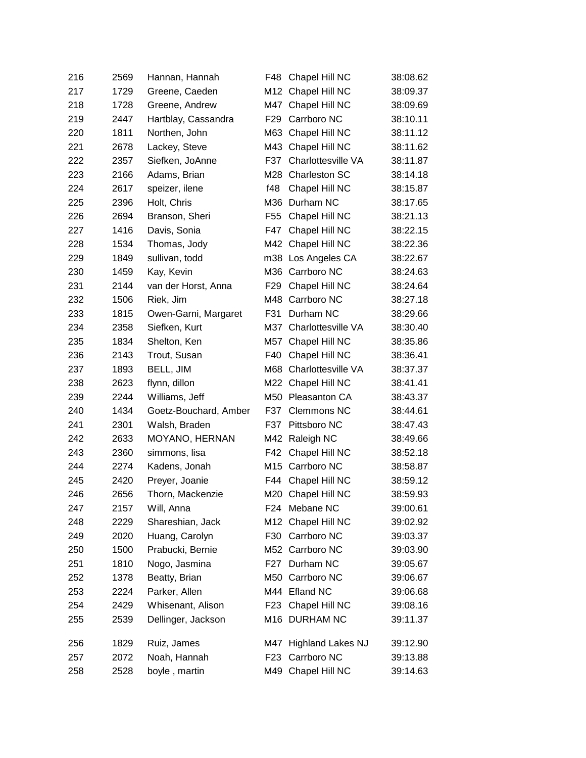| | | | | | |
|---|---|---|---|---|---|
| 216 | 2569 | Hannan, Hannah | F48 | Chapel Hill NC | 38:08.62 |
| 217 | 1729 | Greene, Caeden | M12 | Chapel Hill NC | 38:09.37 |
| 218 | 1728 | Greene, Andrew | M47 | Chapel Hill NC | 38:09.69 |
| 219 | 2447 | Hartblay, Cassandra | F29 | Carrboro NC | 38:10.11 |
| 220 | 1811 | Northen, John | M63 | Chapel Hill NC | 38:11.12 |
| 221 | 2678 | Lackey, Steve | M43 | Chapel Hill NC | 38:11.62 |
| 222 | 2357 | Siefken, JoAnne | F37 | Charlottesville VA | 38:11.87 |
| 223 | 2166 | Adams, Brian | M28 | Charleston SC | 38:14.18 |
| 224 | 2617 | speizer, ilene | f48 | Chapel Hill NC | 38:15.87 |
| 225 | 2396 | Holt, Chris | M36 | Durham NC | 38:17.65 |
| 226 | 2694 | Branson, Sheri | F55 | Chapel Hill NC | 38:21.13 |
| 227 | 1416 | Davis, Sonia | F47 | Chapel Hill NC | 38:22.15 |
| 228 | 1534 | Thomas, Jody | M42 | Chapel Hill NC | 38:22.36 |
| 229 | 1849 | sullivan, todd | m38 | Los Angeles CA | 38:22.67 |
| 230 | 1459 | Kay, Kevin | M36 | Carrboro NC | 38:24.63 |
| 231 | 2144 | van der Horst, Anna | F29 | Chapel Hill NC | 38:24.64 |
| 232 | 1506 | Riek, Jim | M48 | Carrboro NC | 38:27.18 |
| 233 | 1815 | Owen-Garni, Margaret | F31 | Durham NC | 38:29.66 |
| 234 | 2358 | Siefken, Kurt | M37 | Charlottesville VA | 38:30.40 |
| 235 | 1834 | Shelton, Ken | M57 | Chapel Hill NC | 38:35.86 |
| 236 | 2143 | Trout, Susan | F40 | Chapel Hill NC | 38:36.41 |
| 237 | 1893 | BELL, JIM | M68 | Charlottesville VA | 38:37.37 |
| 238 | 2623 | flynn, dillon | M22 | Chapel Hill NC | 38:41.41 |
| 239 | 2244 | Williams, Jeff | M50 | Pleasanton CA | 38:43.37 |
| 240 | 1434 | Goetz-Bouchard, Amber | F37 | Clemmons NC | 38:44.61 |
| 241 | 2301 | Walsh, Braden | F37 | Pittsboro NC | 38:47.43 |
| 242 | 2633 | MOYANO, HERNAN | M42 | Raleigh NC | 38:49.66 |
| 243 | 2360 | simmons, lisa | F42 | Chapel Hill NC | 38:52.18 |
| 244 | 2274 | Kadens, Jonah | M15 | Carrboro NC | 38:58.87 |
| 245 | 2420 | Preyer, Joanie | F44 | Chapel Hill NC | 38:59.12 |
| 246 | 2656 | Thorn, Mackenzie | M20 | Chapel Hill NC | 38:59.93 |
| 247 | 2157 | Will, Anna | F24 | Mebane NC | 39:00.61 |
| 248 | 2229 | Shareshian, Jack | M12 | Chapel Hill NC | 39:02.92 |
| 249 | 2020 | Huang, Carolyn | F30 | Carrboro NC | 39:03.37 |
| 250 | 1500 | Prabucki, Bernie | M52 | Carrboro NC | 39:03.90 |
| 251 | 1810 | Nogo, Jasmina | F27 | Durham NC | 39:05.67 |
| 252 | 1378 | Beatty, Brian | M50 | Carrboro NC | 39:06.67 |
| 253 | 2224 | Parker, Allen | M44 | Efland NC | 39:06.68 |
| 254 | 2429 | Whisenant, Alison | F23 | Chapel Hill NC | 39:08.16 |
| 255 | 2539 | Dellinger, Jackson | M16 | DURHAM NC | 39:11.37 |
| 256 | 1829 | Ruiz, James | M47 | Highland Lakes NJ | 39:12.90 |
| 257 | 2072 | Noah, Hannah | F23 | Carrboro NC | 39:13.88 |
| 258 | 2528 | boyle , martin | M49 | Chapel Hill NC | 39:14.63 |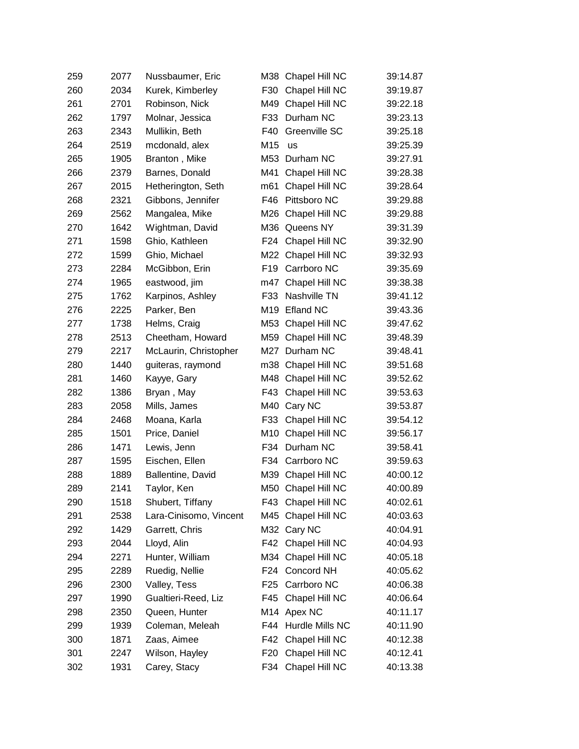| | | | | | |
|---|---|---|---|---|---|
| 259 | 2077 | Nussbaumer, Eric | M38 | Chapel Hill NC | 39:14.87 |
| 260 | 2034 | Kurek, Kimberley | F30 | Chapel Hill NC | 39:19.87 |
| 261 | 2701 | Robinson, Nick | M49 | Chapel Hill NC | 39:22.18 |
| 262 | 1797 | Molnar, Jessica | F33 | Durham NC | 39:23.13 |
| 263 | 2343 | Mullikin, Beth | F40 | Greenville SC | 39:25.18 |
| 264 | 2519 | mcdonald, alex | M15 | us | 39:25.39 |
| 265 | 1905 | Branton , Mike | M53 | Durham NC | 39:27.91 |
| 266 | 2379 | Barnes, Donald | M41 | Chapel Hill NC | 39:28.38 |
| 267 | 2015 | Hetherington, Seth | m61 | Chapel Hill NC | 39:28.64 |
| 268 | 2321 | Gibbons, Jennifer | F46 | Pittsboro NC | 39:29.88 |
| 269 | 2562 | Mangalea, Mike | M26 | Chapel Hill NC | 39:29.88 |
| 270 | 1642 | Wightman, David | M36 | Queens NY | 39:31.39 |
| 271 | 1598 | Ghio, Kathleen | F24 | Chapel Hill NC | 39:32.90 |
| 272 | 1599 | Ghio, Michael | M22 | Chapel Hill NC | 39:32.93 |
| 273 | 2284 | McGibbon, Erin | F19 | Carrboro NC | 39:35.69 |
| 274 | 1965 | eastwood, jim | m47 | Chapel Hill NC | 39:38.38 |
| 275 | 1762 | Karpinos, Ashley | F33 | Nashville TN | 39:41.12 |
| 276 | 2225 | Parker, Ben | M19 | Efland NC | 39:43.36 |
| 277 | 1738 | Helms, Craig | M53 | Chapel Hill NC | 39:47.62 |
| 278 | 2513 | Cheetham, Howard | M59 | Chapel Hill NC | 39:48.39 |
| 279 | 2217 | McLaurin, Christopher | M27 | Durham NC | 39:48.41 |
| 280 | 1440 | guiteras, raymond | m38 | Chapel Hill NC | 39:51.68 |
| 281 | 1460 | Kayye, Gary | M48 | Chapel Hill NC | 39:52.62 |
| 282 | 1386 | Bryan , May | F43 | Chapel Hill NC | 39:53.63 |
| 283 | 2058 | Mills, James | M40 | Cary NC | 39:53.87 |
| 284 | 2468 | Moana, Karla | F33 | Chapel Hill NC | 39:54.12 |
| 285 | 1501 | Price, Daniel | M10 | Chapel Hill NC | 39:56.17 |
| 286 | 1471 | Lewis, Jenn | F34 | Durham NC | 39:58.41 |
| 287 | 1595 | Eischen, Ellen | F34 | Carrboro NC | 39:59.63 |
| 288 | 1889 | Ballentine, David | M39 | Chapel Hill NC | 40:00.12 |
| 289 | 2141 | Taylor, Ken | M50 | Chapel Hill NC | 40:00.89 |
| 290 | 1518 | Shubert, Tiffany | F43 | Chapel Hill NC | 40:02.61 |
| 291 | 2538 | Lara-Cinisomo, Vincent | M45 | Chapel Hill NC | 40:03.63 |
| 292 | 1429 | Garrett, Chris | M32 | Cary NC | 40:04.91 |
| 293 | 2044 | Lloyd, Alin | F42 | Chapel Hill NC | 40:04.93 |
| 294 | 2271 | Hunter, William | M34 | Chapel Hill NC | 40:05.18 |
| 295 | 2289 | Ruedig, Nellie | F24 | Concord NH | 40:05.62 |
| 296 | 2300 | Valley, Tess | F25 | Carrboro NC | 40:06.38 |
| 297 | 1990 | Gualtieri-Reed, Liz | F45 | Chapel Hill NC | 40:06.64 |
| 298 | 2350 | Queen, Hunter | M14 | Apex NC | 40:11.17 |
| 299 | 1939 | Coleman, Meleah | F44 | Hurdle Mills NC | 40:11.90 |
| 300 | 1871 | Zaas, Aimee | F42 | Chapel Hill NC | 40:12.38 |
| 301 | 2247 | Wilson, Hayley | F20 | Chapel Hill NC | 40:12.41 |
| 302 | 1931 | Carey, Stacy | F34 | Chapel Hill NC | 40:13.38 |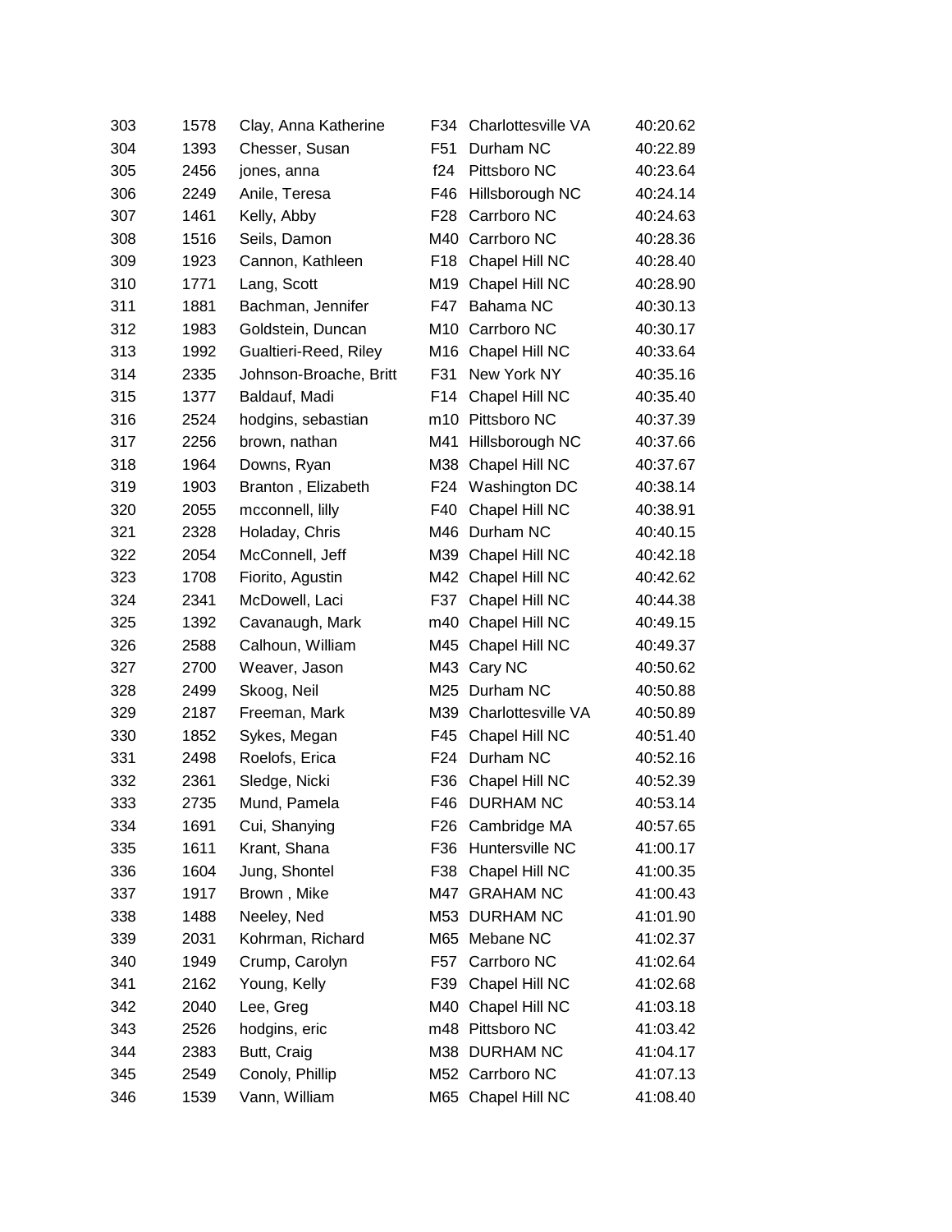| | | | | | |
|---|---|---|---|---|---|
| 303 | 1578 | Clay, Anna Katherine | F34 | Charlottesville VA | 40:20.62 |
| 304 | 1393 | Chesser, Susan | F51 | Durham NC | 40:22.89 |
| 305 | 2456 | jones, anna | f24 | Pittsboro NC | 40:23.64 |
| 306 | 2249 | Anile, Teresa | F46 | Hillsborough NC | 40:24.14 |
| 307 | 1461 | Kelly, Abby | F28 | Carrboro NC | 40:24.63 |
| 308 | 1516 | Seils, Damon | M40 | Carrboro NC | 40:28.36 |
| 309 | 1923 | Cannon, Kathleen | F18 | Chapel Hill NC | 40:28.40 |
| 310 | 1771 | Lang, Scott | M19 | Chapel Hill NC | 40:28.90 |
| 311 | 1881 | Bachman, Jennifer | F47 | Bahama NC | 40:30.13 |
| 312 | 1983 | Goldstein, Duncan | M10 | Carrboro NC | 40:30.17 |
| 313 | 1992 | Gualtieri-Reed, Riley | M16 | Chapel Hill NC | 40:33.64 |
| 314 | 2335 | Johnson-Broache, Britt | F31 | New York NY | 40:35.16 |
| 315 | 1377 | Baldauf, Madi | F14 | Chapel Hill NC | 40:35.40 |
| 316 | 2524 | hodgins, sebastian | m10 | Pittsboro NC | 40:37.39 |
| 317 | 2256 | brown, nathan | M41 | Hillsborough NC | 40:37.66 |
| 318 | 1964 | Downs, Ryan | M38 | Chapel Hill NC | 40:37.67 |
| 319 | 1903 | Branton , Elizabeth | F24 | Washington DC | 40:38.14 |
| 320 | 2055 | mcconnell, lilly | F40 | Chapel Hill NC | 40:38.91 |
| 321 | 2328 | Holaday, Chris | M46 | Durham NC | 40:40.15 |
| 322 | 2054 | McConnell, Jeff | M39 | Chapel Hill NC | 40:42.18 |
| 323 | 1708 | Fiorito, Agustin | M42 | Chapel Hill NC | 40:42.62 |
| 324 | 2341 | McDowell, Laci | F37 | Chapel Hill NC | 40:44.38 |
| 325 | 1392 | Cavanaugh, Mark | m40 | Chapel Hill NC | 40:49.15 |
| 326 | 2588 | Calhoun, William | M45 | Chapel Hill NC | 40:49.37 |
| 327 | 2700 | Weaver, Jason | M43 | Cary NC | 40:50.62 |
| 328 | 2499 | Skoog, Neil | M25 | Durham NC | 40:50.88 |
| 329 | 2187 | Freeman, Mark | M39 | Charlottesville VA | 40:50.89 |
| 330 | 1852 | Sykes, Megan | F45 | Chapel Hill NC | 40:51.40 |
| 331 | 2498 | Roelofs, Erica | F24 | Durham NC | 40:52.16 |
| 332 | 2361 | Sledge, Nicki | F36 | Chapel Hill NC | 40:52.39 |
| 333 | 2735 | Mund, Pamela | F46 | DURHAM NC | 40:53.14 |
| 334 | 1691 | Cui, Shanying | F26 | Cambridge MA | 40:57.65 |
| 335 | 1611 | Krant, Shana | F36 | Huntersville NC | 41:00.17 |
| 336 | 1604 | Jung, Shontel | F38 | Chapel Hill NC | 41:00.35 |
| 337 | 1917 | Brown , Mike | M47 | GRAHAM NC | 41:00.43 |
| 338 | 1488 | Neeley, Ned | M53 | DURHAM NC | 41:01.90 |
| 339 | 2031 | Kohrman, Richard | M65 | Mebane NC | 41:02.37 |
| 340 | 1949 | Crump, Carolyn | F57 | Carrboro NC | 41:02.64 |
| 341 | 2162 | Young, Kelly | F39 | Chapel Hill NC | 41:02.68 |
| 342 | 2040 | Lee, Greg | M40 | Chapel Hill NC | 41:03.18 |
| 343 | 2526 | hodgins, eric | m48 | Pittsboro NC | 41:03.42 |
| 344 | 2383 | Butt, Craig | M38 | DURHAM NC | 41:04.17 |
| 345 | 2549 | Conoly, Phillip | M52 | Carrboro NC | 41:07.13 |
| 346 | 1539 | Vann, William | M65 | Chapel Hill NC | 41:08.40 |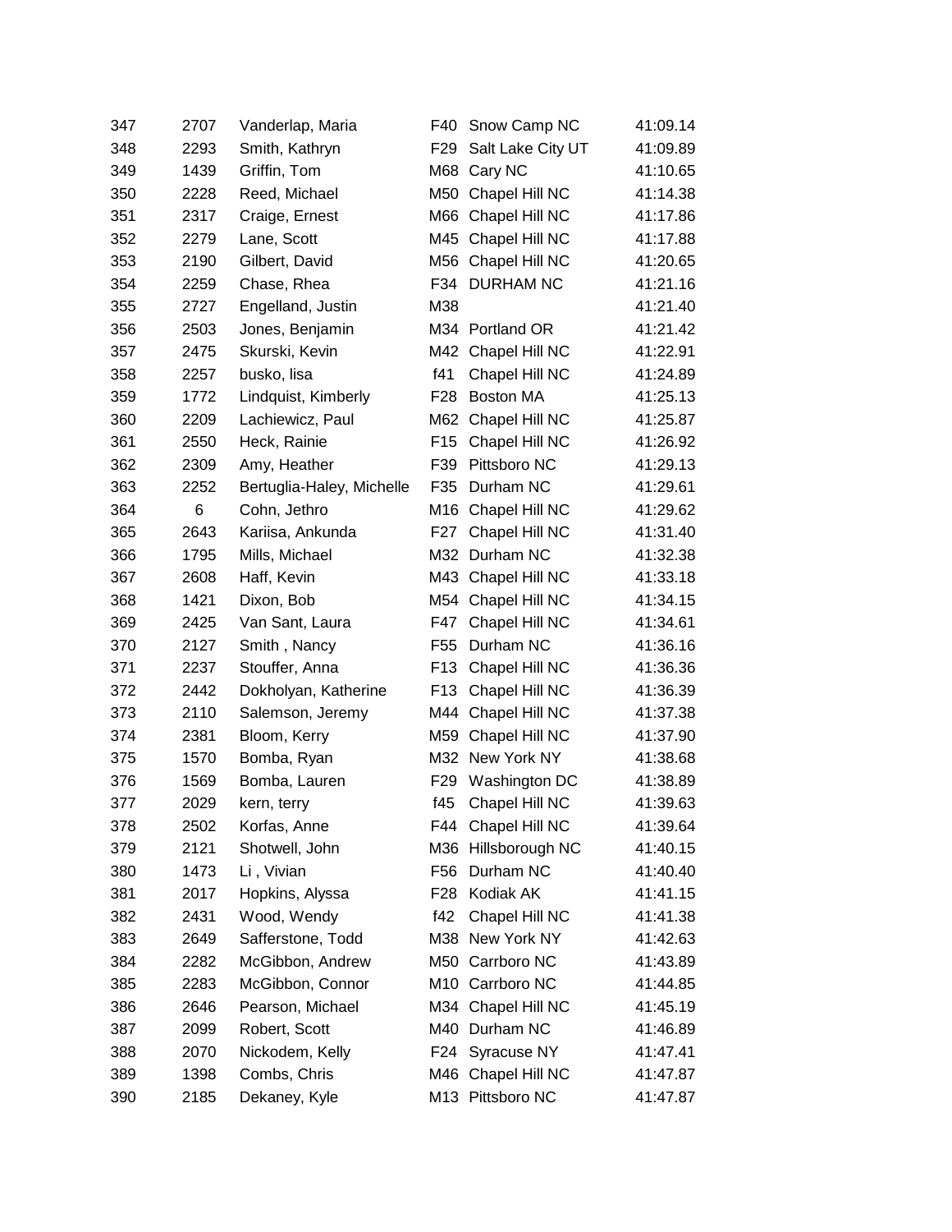| | | | | | |
|---|---|---|---|---|---|
| 347 | 2707 | Vanderlap, Maria | F40 | Snow Camp NC | 41:09.14 |
| 348 | 2293 | Smith, Kathryn | F29 | Salt Lake City UT | 41:09.89 |
| 349 | 1439 | Griffin, Tom | M68 | Cary NC | 41:10.65 |
| 350 | 2228 | Reed, Michael | M50 | Chapel Hill NC | 41:14.38 |
| 351 | 2317 | Craige, Ernest | M66 | Chapel Hill NC | 41:17.86 |
| 352 | 2279 | Lane, Scott | M45 | Chapel Hill NC | 41:17.88 |
| 353 | 2190 | Gilbert, David | M56 | Chapel Hill NC | 41:20.65 |
| 354 | 2259 | Chase, Rhea | F34 | DURHAM NC | 41:21.16 |
| 355 | 2727 | Engelland, Justin | M38 | | 41:21.40 |
| 356 | 2503 | Jones, Benjamin | M34 | Portland OR | 41:21.42 |
| 357 | 2475 | Skurski, Kevin | M42 | Chapel Hill NC | 41:22.91 |
| 358 | 2257 | busko, lisa | f41 | Chapel Hill NC | 41:24.89 |
| 359 | 1772 | Lindquist, Kimberly | F28 | Boston MA | 41:25.13 |
| 360 | 2209 | Lachiewicz, Paul | M62 | Chapel Hill NC | 41:25.87 |
| 361 | 2550 | Heck, Rainie | F15 | Chapel Hill NC | 41:26.92 |
| 362 | 2309 | Amy, Heather | F39 | Pittsboro NC | 41:29.13 |
| 363 | 2252 | Bertuglia-Haley, Michelle | F35 | Durham NC | 41:29.61 |
| 364 | 6 | Cohn, Jethro | M16 | Chapel Hill NC | 41:29.62 |
| 365 | 2643 | Kariisa, Ankunda | F27 | Chapel Hill NC | 41:31.40 |
| 366 | 1795 | Mills, Michael | M32 | Durham NC | 41:32.38 |
| 367 | 2608 | Haff, Kevin | M43 | Chapel Hill NC | 41:33.18 |
| 368 | 1421 | Dixon, Bob | M54 | Chapel Hill NC | 41:34.15 |
| 369 | 2425 | Van Sant, Laura | F47 | Chapel Hill NC | 41:34.61 |
| 370 | 2127 | Smith , Nancy | F55 | Durham NC | 41:36.16 |
| 371 | 2237 | Stouffer, Anna | F13 | Chapel Hill NC | 41:36.36 |
| 372 | 2442 | Dokholyan, Katherine | F13 | Chapel Hill NC | 41:36.39 |
| 373 | 2110 | Salemson, Jeremy | M44 | Chapel Hill NC | 41:37.38 |
| 374 | 2381 | Bloom, Kerry | M59 | Chapel Hill NC | 41:37.90 |
| 375 | 1570 | Bomba, Ryan | M32 | New York NY | 41:38.68 |
| 376 | 1569 | Bomba, Lauren | F29 | Washington DC | 41:38.89 |
| 377 | 2029 | kern, terry | f45 | Chapel Hill NC | 41:39.63 |
| 378 | 2502 | Korfas, Anne | F44 | Chapel Hill NC | 41:39.64 |
| 379 | 2121 | Shotwell, John | M36 | Hillsborough NC | 41:40.15 |
| 380 | 1473 | Li , Vivian | F56 | Durham NC | 41:40.40 |
| 381 | 2017 | Hopkins, Alyssa | F28 | Kodiak AK | 41:41.15 |
| 382 | 2431 | Wood, Wendy | f42 | Chapel Hill NC | 41:41.38 |
| 383 | 2649 | Safferstone, Todd | M38 | New York NY | 41:42.63 |
| 384 | 2282 | McGibbon, Andrew | M50 | Carrboro NC | 41:43.89 |
| 385 | 2283 | McGibbon, Connor | M10 | Carrboro NC | 41:44.85 |
| 386 | 2646 | Pearson, Michael | M34 | Chapel Hill NC | 41:45.19 |
| 387 | 2099 | Robert, Scott | M40 | Durham NC | 41:46.89 |
| 388 | 2070 | Nickodem, Kelly | F24 | Syracuse NY | 41:47.41 |
| 389 | 1398 | Combs, Chris | M46 | Chapel Hill NC | 41:47.87 |
| 390 | 2185 | Dekaney, Kyle | M13 | Pittsboro NC | 41:47.87 |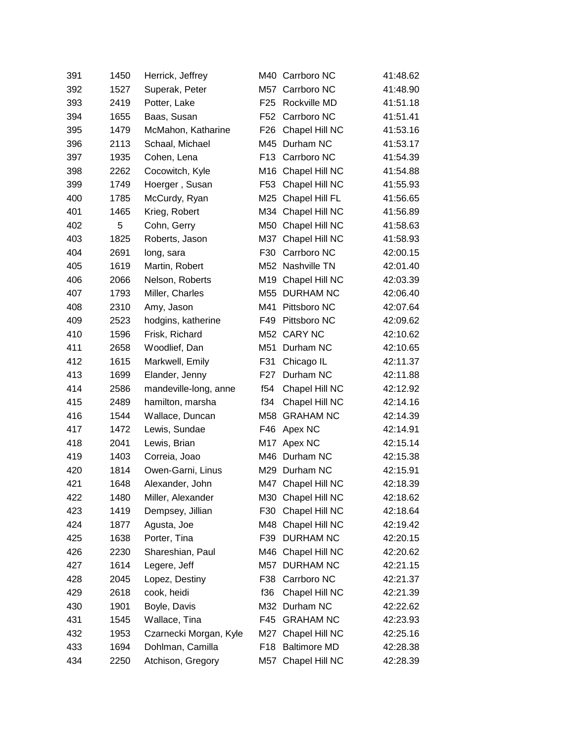| | | | | | |
|---|---|---|---|---|---|
| 391 | 1450 | Herrick, Jeffrey | M40 | Carrboro NC | 41:48.62 |
| 392 | 1527 | Superak, Peter | M57 | Carrboro NC | 41:48.90 |
| 393 | 2419 | Potter, Lake | F25 | Rockville MD | 41:51.18 |
| 394 | 1655 | Baas, Susan | F52 | Carrboro NC | 41:51.41 |
| 395 | 1479 | McMahon, Katharine | F26 | Chapel Hill NC | 41:53.16 |
| 396 | 2113 | Schaal, Michael | M45 | Durham NC | 41:53.17 |
| 397 | 1935 | Cohen, Lena | F13 | Carrboro NC | 41:54.39 |
| 398 | 2262 | Cocowitch, Kyle | M16 | Chapel Hill NC | 41:54.88 |
| 399 | 1749 | Hoerger , Susan | F53 | Chapel Hill NC | 41:55.93 |
| 400 | 1785 | McCurdy, Ryan | M25 | Chapel Hill FL | 41:56.65 |
| 401 | 1465 | Krieg, Robert | M34 | Chapel Hill NC | 41:56.89 |
| 402 | 5 | Cohn, Gerry | M50 | Chapel Hill NC | 41:58.63 |
| 403 | 1825 | Roberts, Jason | M37 | Chapel Hill NC | 41:58.93 |
| 404 | 2691 | long, sara | F30 | Carrboro NC | 42:00.15 |
| 405 | 1619 | Martin, Robert | M52 | Nashville TN | 42:01.40 |
| 406 | 2066 | Nelson, Roberts | M19 | Chapel Hill NC | 42:03.39 |
| 407 | 1793 | Miller, Charles | M55 | DURHAM NC | 42:06.40 |
| 408 | 2310 | Amy, Jason | M41 | Pittsboro NC | 42:07.64 |
| 409 | 2523 | hodgins, katherine | F49 | Pittsboro NC | 42:09.62 |
| 410 | 1596 | Frisk, Richard | M52 | CARY NC | 42:10.62 |
| 411 | 2658 | Woodlief, Dan | M51 | Durham NC | 42:10.65 |
| 412 | 1615 | Markwell, Emily | F31 | Chicago IL | 42:11.37 |
| 413 | 1699 | Elander, Jenny | F27 | Durham NC | 42:11.88 |
| 414 | 2586 | mandeville-long, anne | f54 | Chapel Hill NC | 42:12.92 |
| 415 | 2489 | hamilton, marsha | f34 | Chapel Hill NC | 42:14.16 |
| 416 | 1544 | Wallace, Duncan | M58 | GRAHAM NC | 42:14.39 |
| 417 | 1472 | Lewis, Sundae | F46 | Apex NC | 42:14.91 |
| 418 | 2041 | Lewis, Brian | M17 | Apex NC | 42:15.14 |
| 419 | 1403 | Correia, Joao | M46 | Durham NC | 42:15.38 |
| 420 | 1814 | Owen-Garni, Linus | M29 | Durham NC | 42:15.91 |
| 421 | 1648 | Alexander, John | M47 | Chapel Hill NC | 42:18.39 |
| 422 | 1480 | Miller, Alexander | M30 | Chapel Hill NC | 42:18.62 |
| 423 | 1419 | Dempsey, Jillian | F30 | Chapel Hill NC | 42:18.64 |
| 424 | 1877 | Agusta, Joe | M48 | Chapel Hill NC | 42:19.42 |
| 425 | 1638 | Porter, Tina | F39 | DURHAM NC | 42:20.15 |
| 426 | 2230 | Shareshian, Paul | M46 | Chapel Hill NC | 42:20.62 |
| 427 | 1614 | Legere, Jeff | M57 | DURHAM NC | 42:21.15 |
| 428 | 2045 | Lopez, Destiny | F38 | Carrboro NC | 42:21.37 |
| 429 | 2618 | cook, heidi | f36 | Chapel Hill NC | 42:21.39 |
| 430 | 1901 | Boyle, Davis | M32 | Durham NC | 42:22.62 |
| 431 | 1545 | Wallace, Tina | F45 | GRAHAM NC | 42:23.93 |
| 432 | 1953 | Czarnecki Morgan, Kyle | M27 | Chapel Hill NC | 42:25.16 |
| 433 | 1694 | Dohlman, Camilla | F18 | Baltimore MD | 42:28.38 |
| 434 | 2250 | Atchison, Gregory | M57 | Chapel Hill NC | 42:28.39 |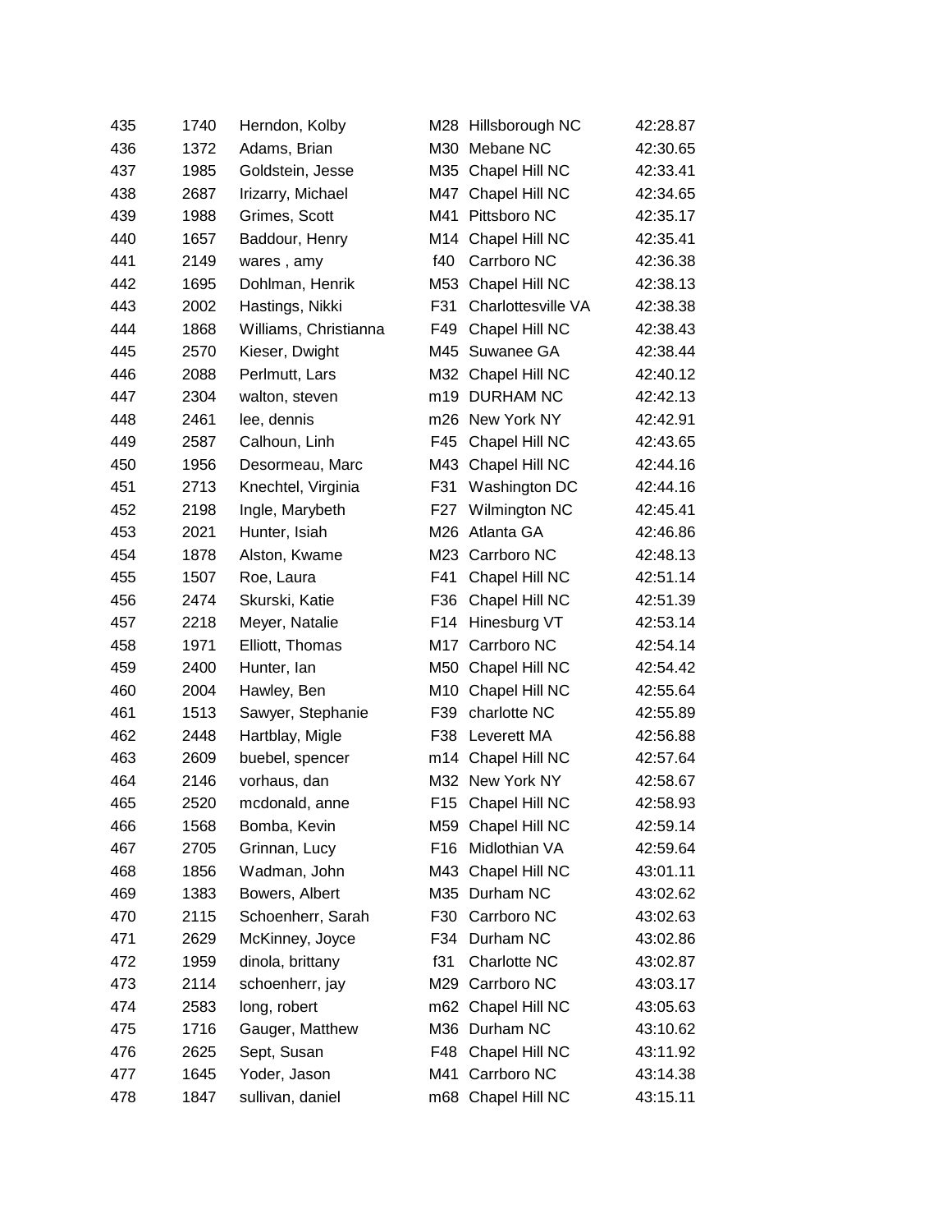| | | | | | |
|---|---|---|---|---|---|
| 435 | 1740 | Herndon, Kolby | M28 | Hillsborough NC | 42:28.87 |
| 436 | 1372 | Adams, Brian | M30 | Mebane NC | 42:30.65 |
| 437 | 1985 | Goldstein, Jesse | M35 | Chapel Hill NC | 42:33.41 |
| 438 | 2687 | Irizarry, Michael | M47 | Chapel Hill NC | 42:34.65 |
| 439 | 1988 | Grimes, Scott | M41 | Pittsboro NC | 42:35.17 |
| 440 | 1657 | Baddour, Henry | M14 | Chapel Hill NC | 42:35.41 |
| 441 | 2149 | wares , amy | f40 | Carrboro NC | 42:36.38 |
| 442 | 1695 | Dohlman, Henrik | M53 | Chapel Hill NC | 42:38.13 |
| 443 | 2002 | Hastings, Nikki | F31 | Charlottesville VA | 42:38.38 |
| 444 | 1868 | Williams, Christianna | F49 | Chapel Hill NC | 42:38.43 |
| 445 | 2570 | Kieser, Dwight | M45 | Suwanee GA | 42:38.44 |
| 446 | 2088 | Perlmutt, Lars | M32 | Chapel Hill NC | 42:40.12 |
| 447 | 2304 | walton, steven | m19 | DURHAM NC | 42:42.13 |
| 448 | 2461 | lee, dennis | m26 | New York NY | 42:42.91 |
| 449 | 2587 | Calhoun, Linh | F45 | Chapel Hill NC | 42:43.65 |
| 450 | 1956 | Desormeau, Marc | M43 | Chapel Hill NC | 42:44.16 |
| 451 | 2713 | Knechtel, Virginia | F31 | Washington DC | 42:44.16 |
| 452 | 2198 | Ingle, Marybeth | F27 | Wilmington NC | 42:45.41 |
| 453 | 2021 | Hunter, Isiah | M26 | Atlanta GA | 42:46.86 |
| 454 | 1878 | Alston, Kwame | M23 | Carrboro NC | 42:48.13 |
| 455 | 1507 | Roe, Laura | F41 | Chapel Hill NC | 42:51.14 |
| 456 | 2474 | Skurski, Katie | F36 | Chapel Hill NC | 42:51.39 |
| 457 | 2218 | Meyer, Natalie | F14 | Hinesburg VT | 42:53.14 |
| 458 | 1971 | Elliott, Thomas | M17 | Carrboro NC | 42:54.14 |
| 459 | 2400 | Hunter, Ian | M50 | Chapel Hill NC | 42:54.42 |
| 460 | 2004 | Hawley, Ben | M10 | Chapel Hill NC | 42:55.64 |
| 461 | 1513 | Sawyer, Stephanie | F39 | charlotte NC | 42:55.89 |
| 462 | 2448 | Hartblay, Migle | F38 | Leverett MA | 42:56.88 |
| 463 | 2609 | buebel, spencer | m14 | Chapel Hill NC | 42:57.64 |
| 464 | 2146 | vorhaus, dan | M32 | New York NY | 42:58.67 |
| 465 | 2520 | mcdonald, anne | F15 | Chapel Hill NC | 42:58.93 |
| 466 | 1568 | Bomba, Kevin | M59 | Chapel Hill NC | 42:59.14 |
| 467 | 2705 | Grinnan, Lucy | F16 | Midlothian VA | 42:59.64 |
| 468 | 1856 | Wadman, John | M43 | Chapel Hill NC | 43:01.11 |
| 469 | 1383 | Bowers, Albert | M35 | Durham NC | 43:02.62 |
| 470 | 2115 | Schoenherr, Sarah | F30 | Carrboro NC | 43:02.63 |
| 471 | 2629 | McKinney, Joyce | F34 | Durham NC | 43:02.86 |
| 472 | 1959 | dinola, brittany | f31 | Charlotte NC | 43:02.87 |
| 473 | 2114 | schoenherr, jay | M29 | Carrboro NC | 43:03.17 |
| 474 | 2583 | long, robert | m62 | Chapel Hill NC | 43:05.63 |
| 475 | 1716 | Gauger, Matthew | M36 | Durham NC | 43:10.62 |
| 476 | 2625 | Sept, Susan | F48 | Chapel Hill NC | 43:11.92 |
| 477 | 1645 | Yoder, Jason | M41 | Carrboro NC | 43:14.38 |
| 478 | 1847 | sullivan, daniel | m68 | Chapel Hill NC | 43:15.11 |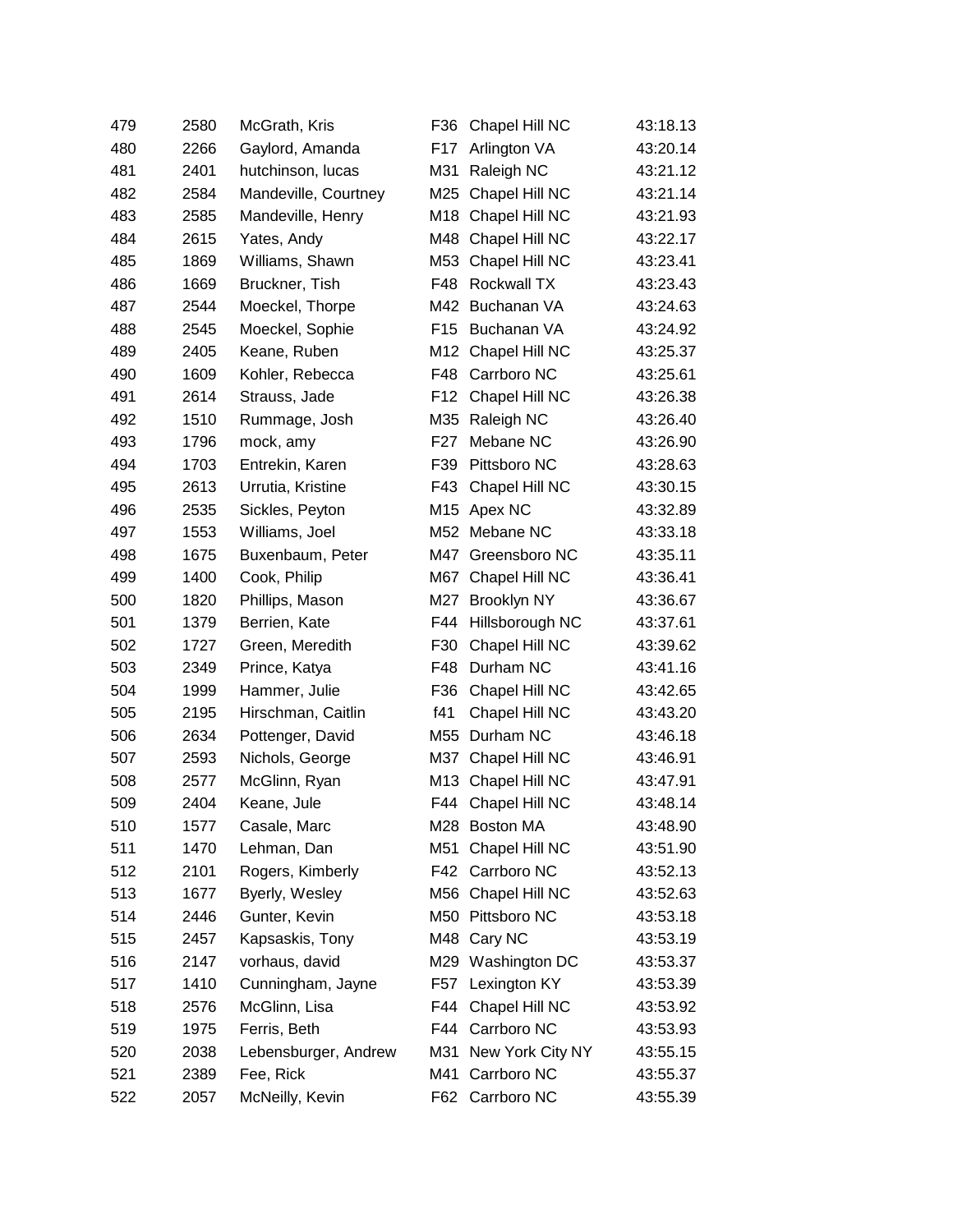| | | | | | |
|---|---|---|---|---|---|
| 479 | 2580 | McGrath, Kris | F36 | Chapel Hill NC | 43:18.13 |
| 480 | 2266 | Gaylord, Amanda | F17 | Arlington VA | 43:20.14 |
| 481 | 2401 | hutchinson, lucas | M31 | Raleigh NC | 43:21.12 |
| 482 | 2584 | Mandeville, Courtney | M25 | Chapel Hill NC | 43:21.14 |
| 483 | 2585 | Mandeville, Henry | M18 | Chapel Hill NC | 43:21.93 |
| 484 | 2615 | Yates, Andy | M48 | Chapel Hill NC | 43:22.17 |
| 485 | 1869 | Williams, Shawn | M53 | Chapel Hill NC | 43:23.41 |
| 486 | 1669 | Bruckner, Tish | F48 | Rockwall TX | 43:23.43 |
| 487 | 2544 | Moeckel, Thorpe | M42 | Buchanan VA | 43:24.63 |
| 488 | 2545 | Moeckel, Sophie | F15 | Buchanan VA | 43:24.92 |
| 489 | 2405 | Keane, Ruben | M12 | Chapel Hill NC | 43:25.37 |
| 490 | 1609 | Kohler, Rebecca | F48 | Carrboro NC | 43:25.61 |
| 491 | 2614 | Strauss, Jade | F12 | Chapel Hill NC | 43:26.38 |
| 492 | 1510 | Rummage, Josh | M35 | Raleigh NC | 43:26.40 |
| 493 | 1796 | mock, amy | F27 | Mebane NC | 43:26.90 |
| 494 | 1703 | Entrekin, Karen | F39 | Pittsboro NC | 43:28.63 |
| 495 | 2613 | Urrutia, Kristine | F43 | Chapel Hill NC | 43:30.15 |
| 496 | 2535 | Sickles, Peyton | M15 | Apex NC | 43:32.89 |
| 497 | 1553 | Williams, Joel | M52 | Mebane NC | 43:33.18 |
| 498 | 1675 | Buxenbaum, Peter | M47 | Greensboro NC | 43:35.11 |
| 499 | 1400 | Cook, Philip | M67 | Chapel Hill NC | 43:36.41 |
| 500 | 1820 | Phillips, Mason | M27 | Brooklyn NY | 43:36.67 |
| 501 | 1379 | Berrien, Kate | F44 | Hillsborough NC | 43:37.61 |
| 502 | 1727 | Green, Meredith | F30 | Chapel Hill NC | 43:39.62 |
| 503 | 2349 | Prince, Katya | F48 | Durham NC | 43:41.16 |
| 504 | 1999 | Hammer, Julie | F36 | Chapel Hill NC | 43:42.65 |
| 505 | 2195 | Hirschman, Caitlin | f41 | Chapel Hill NC | 43:43.20 |
| 506 | 2634 | Pottenger, David | M55 | Durham NC | 43:46.18 |
| 507 | 2593 | Nichols, George | M37 | Chapel Hill NC | 43:46.91 |
| 508 | 2577 | McGlinn, Ryan | M13 | Chapel Hill NC | 43:47.91 |
| 509 | 2404 | Keane, Jule | F44 | Chapel Hill NC | 43:48.14 |
| 510 | 1577 | Casale, Marc | M28 | Boston MA | 43:48.90 |
| 511 | 1470 | Lehman, Dan | M51 | Chapel Hill NC | 43:51.90 |
| 512 | 2101 | Rogers, Kimberly | F42 | Carrboro NC | 43:52.13 |
| 513 | 1677 | Byerly, Wesley | M56 | Chapel Hill NC | 43:52.63 |
| 514 | 2446 | Gunter, Kevin | M50 | Pittsboro NC | 43:53.18 |
| 515 | 2457 | Kapsaskis, Tony | M48 | Cary NC | 43:53.19 |
| 516 | 2147 | vorhaus, david | M29 | Washington DC | 43:53.37 |
| 517 | 1410 | Cunningham, Jayne | F57 | Lexington KY | 43:53.39 |
| 518 | 2576 | McGlinn, Lisa | F44 | Chapel Hill NC | 43:53.92 |
| 519 | 1975 | Ferris, Beth | F44 | Carrboro NC | 43:53.93 |
| 520 | 2038 | Lebensburger, Andrew | M31 | New York City NY | 43:55.15 |
| 521 | 2389 | Fee, Rick | M41 | Carrboro NC | 43:55.37 |
| 522 | 2057 | McNeilly, Kevin | F62 | Carrboro NC | 43:55.39 |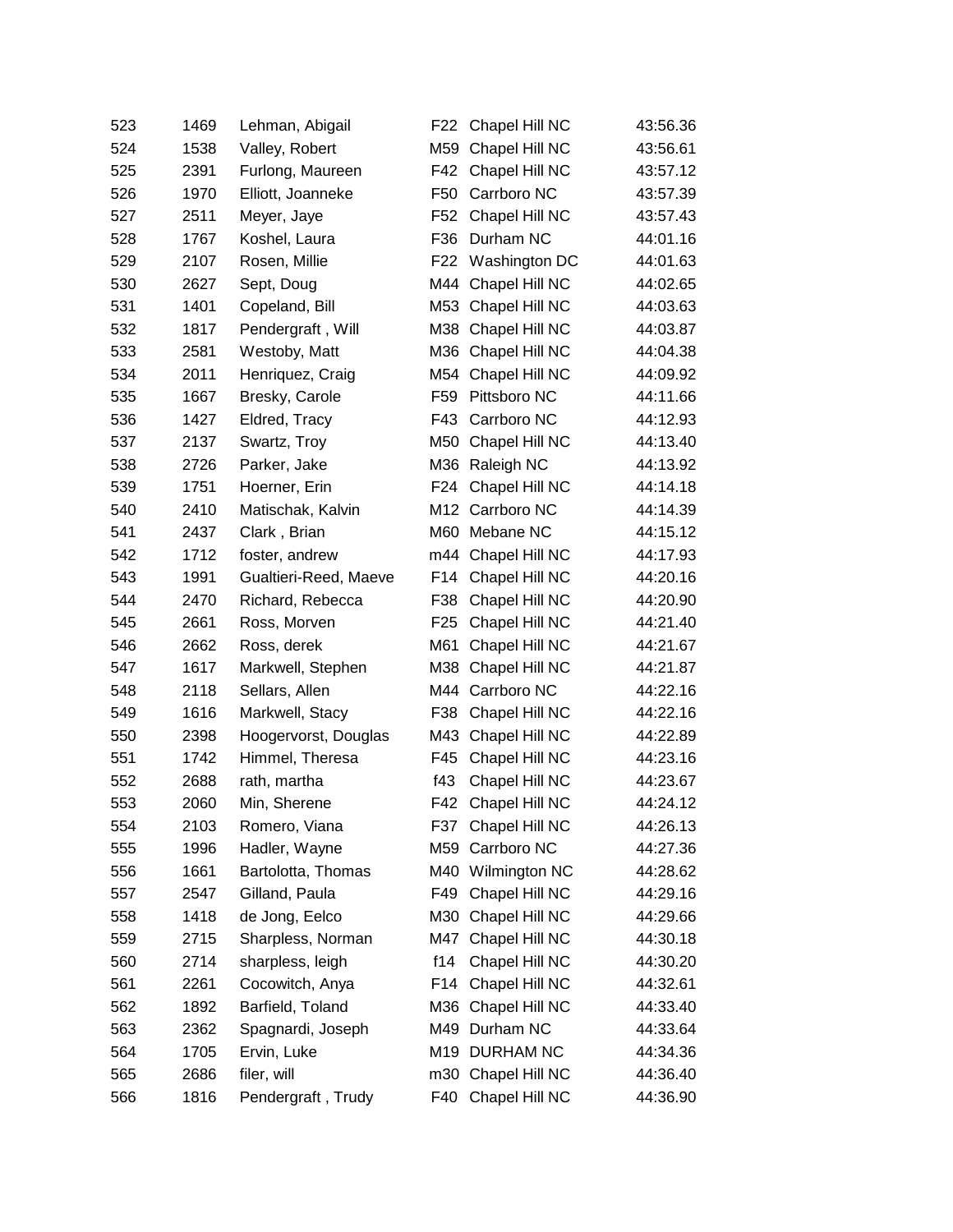| | | | | | |
|---|---|---|---|---|---|
| 523 | 1469 | Lehman, Abigail | F22 | Chapel Hill NC | 43:56.36 |
| 524 | 1538 | Valley, Robert | M59 | Chapel Hill NC | 43:56.61 |
| 525 | 2391 | Furlong, Maureen | F42 | Chapel Hill NC | 43:57.12 |
| 526 | 1970 | Elliott, Joanneke | F50 | Carrboro NC | 43:57.39 |
| 527 | 2511 | Meyer, Jaye | F52 | Chapel Hill NC | 43:57.43 |
| 528 | 1767 | Koshel, Laura | F36 | Durham NC | 44:01.16 |
| 529 | 2107 | Rosen, Millie | F22 | Washington DC | 44:01.63 |
| 530 | 2627 | Sept, Doug | M44 | Chapel Hill NC | 44:02.65 |
| 531 | 1401 | Copeland, Bill | M53 | Chapel Hill NC | 44:03.63 |
| 532 | 1817 | Pendergraft , Will | M38 | Chapel Hill NC | 44:03.87 |
| 533 | 2581 | Westoby, Matt | M36 | Chapel Hill NC | 44:04.38 |
| 534 | 2011 | Henriquez, Craig | M54 | Chapel Hill NC | 44:09.92 |
| 535 | 1667 | Bresky, Carole | F59 | Pittsboro NC | 44:11.66 |
| 536 | 1427 | Eldred, Tracy | F43 | Carrboro NC | 44:12.93 |
| 537 | 2137 | Swartz, Troy | M50 | Chapel Hill NC | 44:13.40 |
| 538 | 2726 | Parker, Jake | M36 | Raleigh NC | 44:13.92 |
| 539 | 1751 | Hoerner, Erin | F24 | Chapel Hill NC | 44:14.18 |
| 540 | 2410 | Matischak, Kalvin | M12 | Carrboro NC | 44:14.39 |
| 541 | 2437 | Clark , Brian | M60 | Mebane NC | 44:15.12 |
| 542 | 1712 | foster, andrew | m44 | Chapel Hill NC | 44:17.93 |
| 543 | 1991 | Gualtieri-Reed, Maeve | F14 | Chapel Hill NC | 44:20.16 |
| 544 | 2470 | Richard, Rebecca | F38 | Chapel Hill NC | 44:20.90 |
| 545 | 2661 | Ross, Morven | F25 | Chapel Hill NC | 44:21.40 |
| 546 | 2662 | Ross, derek | M61 | Chapel Hill NC | 44:21.67 |
| 547 | 1617 | Markwell, Stephen | M38 | Chapel Hill NC | 44:21.87 |
| 548 | 2118 | Sellars, Allen | M44 | Carrboro NC | 44:22.16 |
| 549 | 1616 | Markwell, Stacy | F38 | Chapel Hill NC | 44:22.16 |
| 550 | 2398 | Hoogervorst, Douglas | M43 | Chapel Hill NC | 44:22.89 |
| 551 | 1742 | Himmel, Theresa | F45 | Chapel Hill NC | 44:23.16 |
| 552 | 2688 | rath, martha | f43 | Chapel Hill NC | 44:23.67 |
| 553 | 2060 | Min, Sherene | F42 | Chapel Hill NC | 44:24.12 |
| 554 | 2103 | Romero, Viana | F37 | Chapel Hill NC | 44:26.13 |
| 555 | 1996 | Hadler, Wayne | M59 | Carrboro NC | 44:27.36 |
| 556 | 1661 | Bartolotta, Thomas | M40 | Wilmington NC | 44:28.62 |
| 557 | 2547 | Gilland, Paula | F49 | Chapel Hill NC | 44:29.16 |
| 558 | 1418 | de Jong, Eelco | M30 | Chapel Hill NC | 44:29.66 |
| 559 | 2715 | Sharpless, Norman | M47 | Chapel Hill NC | 44:30.18 |
| 560 | 2714 | sharpless, leigh | f14 | Chapel Hill NC | 44:30.20 |
| 561 | 2261 | Cocowitch, Anya | F14 | Chapel Hill NC | 44:32.61 |
| 562 | 1892 | Barfield, Toland | M36 | Chapel Hill NC | 44:33.40 |
| 563 | 2362 | Spagnardi, Joseph | M49 | Durham NC | 44:33.64 |
| 564 | 1705 | Ervin, Luke | M19 | DURHAM NC | 44:34.36 |
| 565 | 2686 | filer, will | m30 | Chapel Hill NC | 44:36.40 |
| 566 | 1816 | Pendergraft , Trudy | F40 | Chapel Hill NC | 44:36.90 |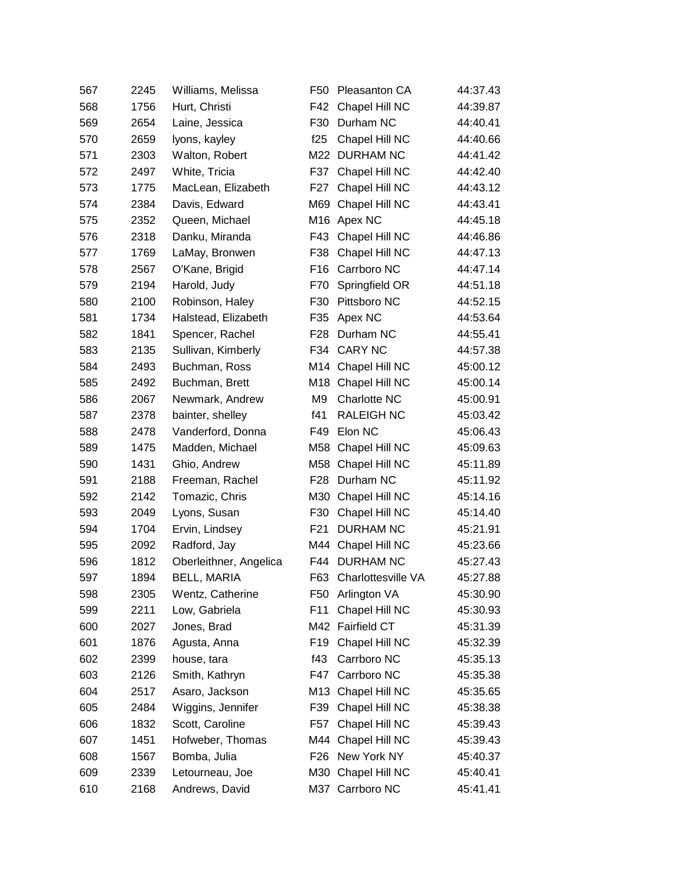| | | | | | |
|---|---|---|---|---|---|
| 567 | 2245 | Williams, Melissa | F50 | Pleasanton CA | 44:37.43 |
| 568 | 1756 | Hurt, Christi | F42 | Chapel Hill NC | 44:39.87 |
| 569 | 2654 | Laine, Jessica | F30 | Durham NC | 44:40.41 |
| 570 | 2659 | lyons, kayley | f25 | Chapel Hill NC | 44:40.66 |
| 571 | 2303 | Walton, Robert | M22 | DURHAM NC | 44:41.42 |
| 572 | 2497 | White, Tricia | F37 | Chapel Hill NC | 44:42.40 |
| 573 | 1775 | MacLean, Elizabeth | F27 | Chapel Hill NC | 44:43.12 |
| 574 | 2384 | Davis, Edward | M69 | Chapel Hill NC | 44:43.41 |
| 575 | 2352 | Queen, Michael | M16 | Apex NC | 44:45.18 |
| 576 | 2318 | Danku, Miranda | F43 | Chapel Hill NC | 44:46.86 |
| 577 | 1769 | LaMay, Bronwen | F38 | Chapel Hill NC | 44:47.13 |
| 578 | 2567 | O'Kane, Brigid | F16 | Carrboro NC | 44:47.14 |
| 579 | 2194 | Harold, Judy | F70 | Springfield OR | 44:51.18 |
| 580 | 2100 | Robinson, Haley | F30 | Pittsboro NC | 44:52.15 |
| 581 | 1734 | Halstead, Elizabeth | F35 | Apex NC | 44:53.64 |
| 582 | 1841 | Spencer, Rachel | F28 | Durham NC | 44:55.41 |
| 583 | 2135 | Sullivan, Kimberly | F34 | CARY NC | 44:57.38 |
| 584 | 2493 | Buchman, Ross | M14 | Chapel Hill NC | 45:00.12 |
| 585 | 2492 | Buchman, Brett | M18 | Chapel Hill NC | 45:00.14 |
| 586 | 2067 | Newmark, Andrew | M9 | Charlotte NC | 45:00.91 |
| 587 | 2378 | bainter, shelley | f41 | RALEIGH NC | 45:03.42 |
| 588 | 2478 | Vanderford, Donna | F49 | Elon NC | 45:06.43 |
| 589 | 1475 | Madden, Michael | M58 | Chapel Hill NC | 45:09.63 |
| 590 | 1431 | Ghio, Andrew | M58 | Chapel Hill NC | 45:11.89 |
| 591 | 2188 | Freeman, Rachel | F28 | Durham NC | 45:11.92 |
| 592 | 2142 | Tomazic, Chris | M30 | Chapel Hill NC | 45:14.16 |
| 593 | 2049 | Lyons, Susan | F30 | Chapel Hill NC | 45:14.40 |
| 594 | 1704 | Ervin, Lindsey | F21 | DURHAM NC | 45:21.91 |
| 595 | 2092 | Radford, Jay | M44 | Chapel Hill NC | 45:23.66 |
| 596 | 1812 | Oberleithner, Angelica | F44 | DURHAM NC | 45:27.43 |
| 597 | 1894 | BELL, MARIA | F63 | Charlottesville VA | 45:27.88 |
| 598 | 2305 | Wentz, Catherine | F50 | Arlington VA | 45:30.90 |
| 599 | 2211 | Low, Gabriela | F11 | Chapel Hill NC | 45:30.93 |
| 600 | 2027 | Jones, Brad | M42 | Fairfield CT | 45:31.39 |
| 601 | 1876 | Agusta, Anna | F19 | Chapel Hill NC | 45:32.39 |
| 602 | 2399 | house, tara | f43 | Carrboro NC | 45:35.13 |
| 603 | 2126 | Smith, Kathryn | F47 | Carrboro NC | 45:35.38 |
| 604 | 2517 | Asaro, Jackson | M13 | Chapel Hill NC | 45:35.65 |
| 605 | 2484 | Wiggins, Jennifer | F39 | Chapel Hill NC | 45:38.38 |
| 606 | 1832 | Scott, Caroline | F57 | Chapel Hill NC | 45:39.43 |
| 607 | 1451 | Hofweber, Thomas | M44 | Chapel Hill NC | 45:39.43 |
| 608 | 1567 | Bomba, Julia | F26 | New York NY | 45:40.37 |
| 609 | 2339 | Letourneau, Joe | M30 | Chapel Hill NC | 45:40.41 |
| 610 | 2168 | Andrews, David | M37 | Carrboro NC | 45:41.41 |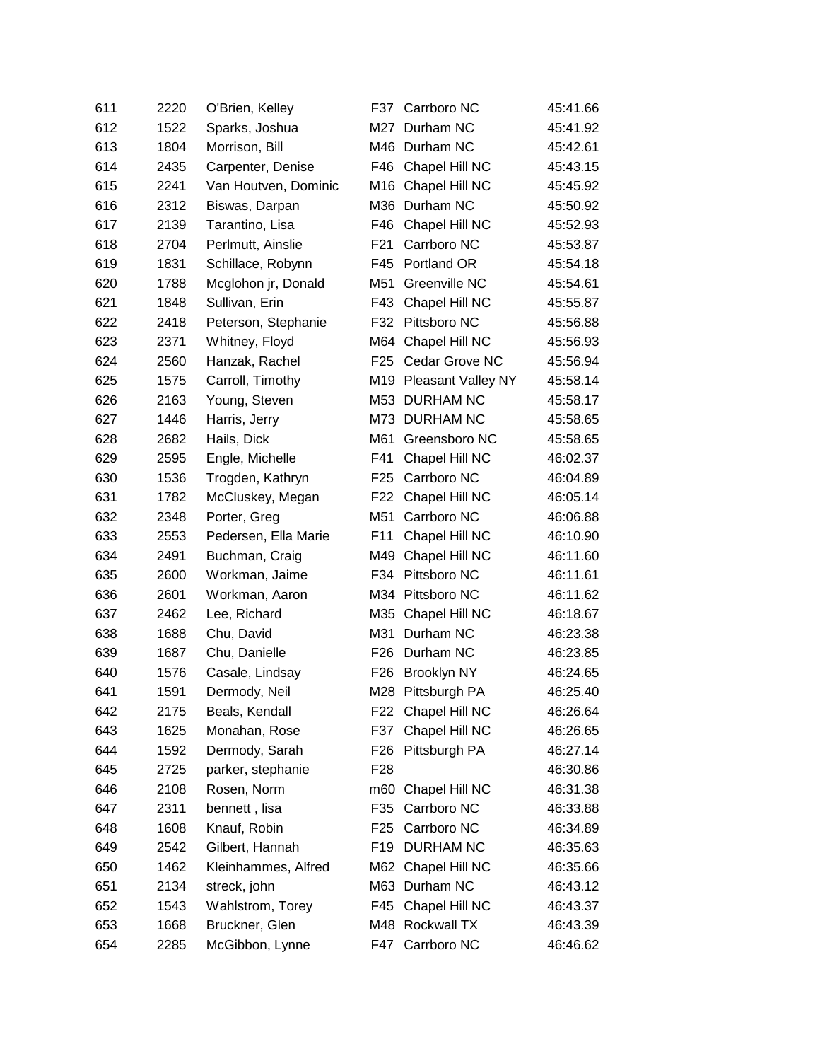| | | | | | |
|---|---|---|---|---|---|
| 611 | 2220 | O'Brien, Kelley | F37 | Carrboro NC | 45:41.66 |
| 612 | 1522 | Sparks, Joshua | M27 | Durham NC | 45:41.92 |
| 613 | 1804 | Morrison, Bill | M46 | Durham NC | 45:42.61 |
| 614 | 2435 | Carpenter, Denise | F46 | Chapel Hill NC | 45:43.15 |
| 615 | 2241 | Van Houtven, Dominic | M16 | Chapel Hill NC | 45:45.92 |
| 616 | 2312 | Biswas, Darpan | M36 | Durham NC | 45:50.92 |
| 617 | 2139 | Tarantino, Lisa | F46 | Chapel Hill NC | 45:52.93 |
| 618 | 2704 | Perlmutt, Ainslie | F21 | Carrboro NC | 45:53.87 |
| 619 | 1831 | Schillace, Robynn | F45 | Portland OR | 45:54.18 |
| 620 | 1788 | Mcglohon jr, Donald | M51 | Greenville NC | 45:54.61 |
| 621 | 1848 | Sullivan, Erin | F43 | Chapel Hill NC | 45:55.87 |
| 622 | 2418 | Peterson, Stephanie | F32 | Pittsboro NC | 45:56.88 |
| 623 | 2371 | Whitney, Floyd | M64 | Chapel Hill NC | 45:56.93 |
| 624 | 2560 | Hanzak, Rachel | F25 | Cedar Grove NC | 45:56.94 |
| 625 | 1575 | Carroll, Timothy | M19 | Pleasant Valley NY | 45:58.14 |
| 626 | 2163 | Young, Steven | M53 | DURHAM NC | 45:58.17 |
| 627 | 1446 | Harris, Jerry | M73 | DURHAM NC | 45:58.65 |
| 628 | 2682 | Hails, Dick | M61 | Greensboro NC | 45:58.65 |
| 629 | 2595 | Engle, Michelle | F41 | Chapel Hill NC | 46:02.37 |
| 630 | 1536 | Trogden, Kathryn | F25 | Carrboro NC | 46:04.89 |
| 631 | 1782 | McCluskey, Megan | F22 | Chapel Hill NC | 46:05.14 |
| 632 | 2348 | Porter, Greg | M51 | Carrboro NC | 46:06.88 |
| 633 | 2553 | Pedersen, Ella Marie | F11 | Chapel Hill NC | 46:10.90 |
| 634 | 2491 | Buchman, Craig | M49 | Chapel Hill NC | 46:11.60 |
| 635 | 2600 | Workman, Jaime | F34 | Pittsboro NC | 46:11.61 |
| 636 | 2601 | Workman, Aaron | M34 | Pittsboro NC | 46:11.62 |
| 637 | 2462 | Lee, Richard | M35 | Chapel Hill NC | 46:18.67 |
| 638 | 1688 | Chu, David | M31 | Durham NC | 46:23.38 |
| 639 | 1687 | Chu, Danielle | F26 | Durham NC | 46:23.85 |
| 640 | 1576 | Casale, Lindsay | F26 | Brooklyn NY | 46:24.65 |
| 641 | 1591 | Dermody, Neil | M28 | Pittsburgh PA | 46:25.40 |
| 642 | 2175 | Beals, Kendall | F22 | Chapel Hill NC | 46:26.64 |
| 643 | 1625 | Monahan, Rose | F37 | Chapel Hill NC | 46:26.65 |
| 644 | 1592 | Dermody, Sarah | F26 | Pittsburgh PA | 46:27.14 |
| 645 | 2725 | parker, stephanie | F28 | | 46:30.86 |
| 646 | 2108 | Rosen, Norm | m60 | Chapel Hill NC | 46:31.38 |
| 647 | 2311 | bennett , lisa | F35 | Carrboro NC | 46:33.88 |
| 648 | 1608 | Knauf, Robin | F25 | Carrboro NC | 46:34.89 |
| 649 | 2542 | Gilbert, Hannah | F19 | DURHAM NC | 46:35.63 |
| 650 | 1462 | Kleinhammes, Alfred | M62 | Chapel Hill NC | 46:35.66 |
| 651 | 2134 | streck, john | M63 | Durham NC | 46:43.12 |
| 652 | 1543 | Wahlstrom, Torey | F45 | Chapel Hill NC | 46:43.37 |
| 653 | 1668 | Bruckner, Glen | M48 | Rockwall TX | 46:43.39 |
| 654 | 2285 | McGibbon, Lynne | F47 | Carrboro NC | 46:46.62 |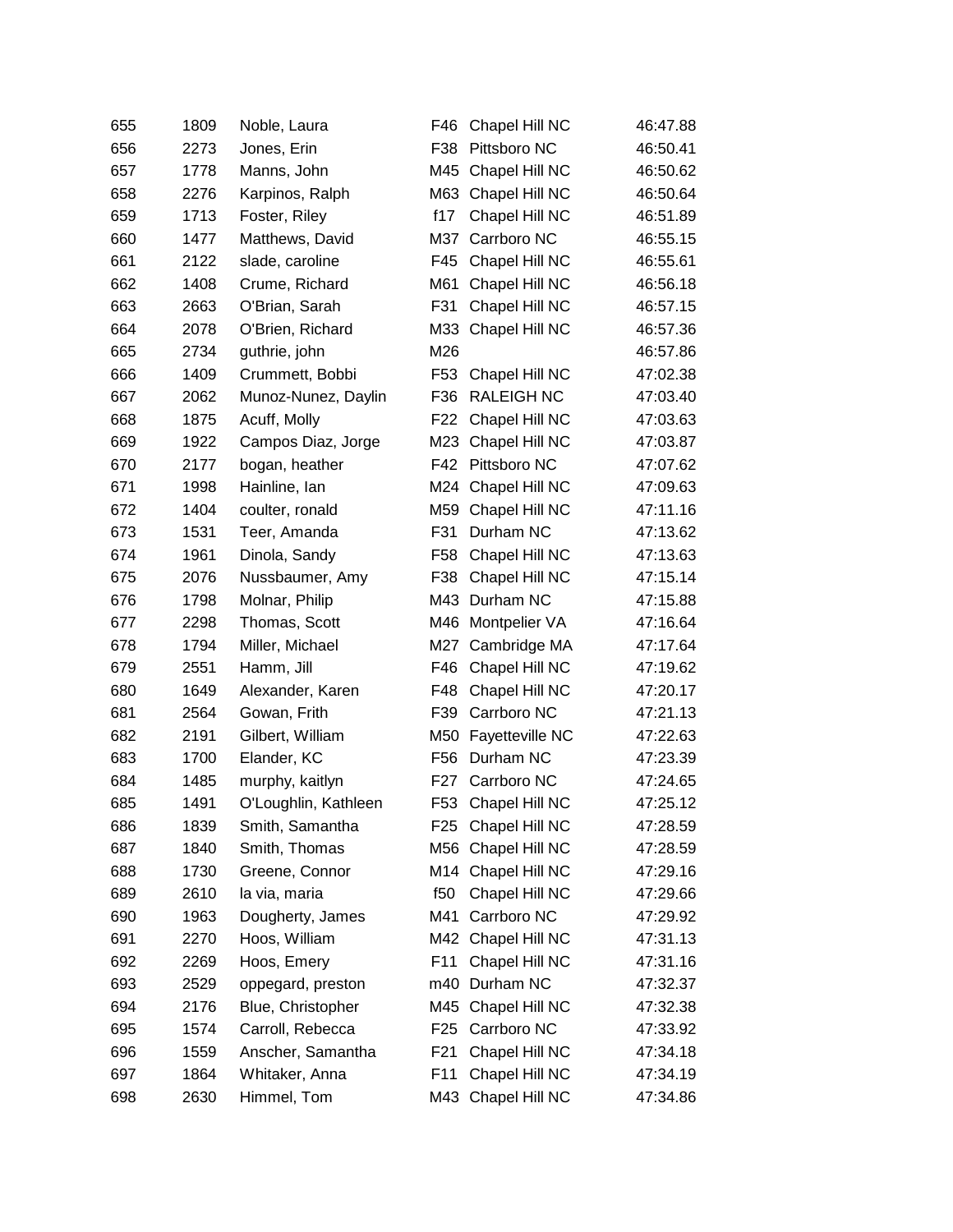| | | | | | |
|---|---|---|---|---|---|
| 655 | 1809 | Noble, Laura | F46 | Chapel Hill NC | 46:47.88 |
| 656 | 2273 | Jones, Erin | F38 | Pittsboro NC | 46:50.41 |
| 657 | 1778 | Manns, John | M45 | Chapel Hill NC | 46:50.62 |
| 658 | 2276 | Karpinos, Ralph | M63 | Chapel Hill NC | 46:50.64 |
| 659 | 1713 | Foster, Riley | f17 | Chapel Hill NC | 46:51.89 |
| 660 | 1477 | Matthews, David | M37 | Carrboro NC | 46:55.15 |
| 661 | 2122 | slade, caroline | F45 | Chapel Hill NC | 46:55.61 |
| 662 | 1408 | Crume, Richard | M61 | Chapel Hill NC | 46:56.18 |
| 663 | 2663 | O'Brian, Sarah | F31 | Chapel Hill NC | 46:57.15 |
| 664 | 2078 | O'Brien, Richard | M33 | Chapel Hill NC | 46:57.36 |
| 665 | 2734 | guthrie, john | M26 | | 46:57.86 |
| 666 | 1409 | Crummett, Bobbi | F53 | Chapel Hill NC | 47:02.38 |
| 667 | 2062 | Munoz-Nunez, Daylin | F36 | RALEIGH NC | 47:03.40 |
| 668 | 1875 | Acuff, Molly | F22 | Chapel Hill NC | 47:03.63 |
| 669 | 1922 | Campos Diaz, Jorge | M23 | Chapel Hill NC | 47:03.87 |
| 670 | 2177 | bogan, heather | F42 | Pittsboro NC | 47:07.62 |
| 671 | 1998 | Hainline, Ian | M24 | Chapel Hill NC | 47:09.63 |
| 672 | 1404 | coulter, ronald | M59 | Chapel Hill NC | 47:11.16 |
| 673 | 1531 | Teer, Amanda | F31 | Durham NC | 47:13.62 |
| 674 | 1961 | Dinola, Sandy | F58 | Chapel Hill NC | 47:13.63 |
| 675 | 2076 | Nussbaumer, Amy | F38 | Chapel Hill NC | 47:15.14 |
| 676 | 1798 | Molnar, Philip | M43 | Durham NC | 47:15.88 |
| 677 | 2298 | Thomas, Scott | M46 | Montpelier VA | 47:16.64 |
| 678 | 1794 | Miller, Michael | M27 | Cambridge MA | 47:17.64 |
| 679 | 2551 | Hamm, Jill | F46 | Chapel Hill NC | 47:19.62 |
| 680 | 1649 | Alexander, Karen | F48 | Chapel Hill NC | 47:20.17 |
| 681 | 2564 | Gowan, Frith | F39 | Carrboro NC | 47:21.13 |
| 682 | 2191 | Gilbert, William | M50 | Fayetteville NC | 47:22.63 |
| 683 | 1700 | Elander, KC | F56 | Durham NC | 47:23.39 |
| 684 | 1485 | murphy, kaitlyn | F27 | Carrboro NC | 47:24.65 |
| 685 | 1491 | O'Loughlin, Kathleen | F53 | Chapel Hill NC | 47:25.12 |
| 686 | 1839 | Smith, Samantha | F25 | Chapel Hill NC | 47:28.59 |
| 687 | 1840 | Smith, Thomas | M56 | Chapel Hill NC | 47:28.59 |
| 688 | 1730 | Greene, Connor | M14 | Chapel Hill NC | 47:29.16 |
| 689 | 2610 | la via, maria | f50 | Chapel Hill NC | 47:29.66 |
| 690 | 1963 | Dougherty, James | M41 | Carrboro NC | 47:29.92 |
| 691 | 2270 | Hoos, William | M42 | Chapel Hill NC | 47:31.13 |
| 692 | 2269 | Hoos, Emery | F11 | Chapel Hill NC | 47:31.16 |
| 693 | 2529 | oppegard, preston | m40 | Durham NC | 47:32.37 |
| 694 | 2176 | Blue, Christopher | M45 | Chapel Hill NC | 47:32.38 |
| 695 | 1574 | Carroll, Rebecca | F25 | Carrboro NC | 47:33.92 |
| 696 | 1559 | Anscher, Samantha | F21 | Chapel Hill NC | 47:34.18 |
| 697 | 1864 | Whitaker, Anna | F11 | Chapel Hill NC | 47:34.19 |
| 698 | 2630 | Himmel, Tom | M43 | Chapel Hill NC | 47:34.86 |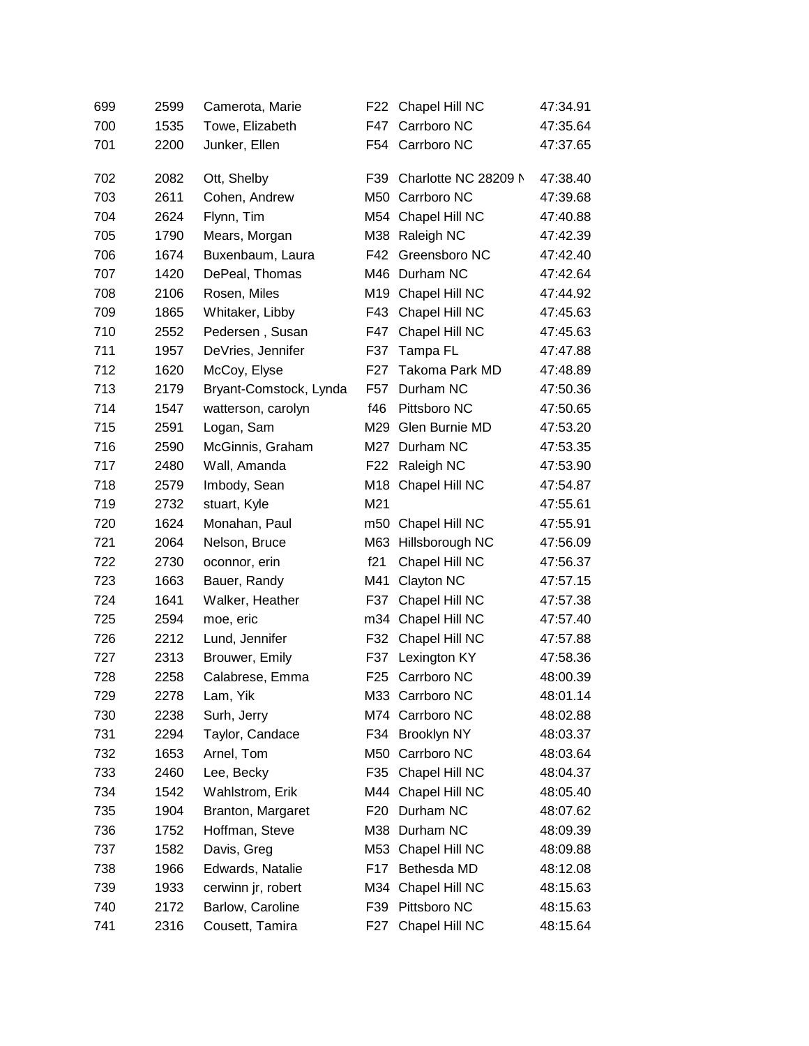| | | | | | |
|---|---|---|---|---|---|
| 699 | 2599 | Camerota, Marie | F22 | Chapel Hill NC | 47:34.91 |
| 700 | 1535 | Towe, Elizabeth | F47 | Carrboro NC | 47:35.64 |
| 701 | 2200 | Junker, Ellen | F54 | Carrboro NC | 47:37.65 |
| 702 | 2082 | Ott, Shelby | F39 | Charlotte NC 28209 N | 47:38.40 |
| 703 | 2611 | Cohen, Andrew | M50 | Carrboro NC | 47:39.68 |
| 704 | 2624 | Flynn, Tim | M54 | Chapel Hill NC | 47:40.88 |
| 705 | 1790 | Mears, Morgan | M38 | Raleigh NC | 47:42.39 |
| 706 | 1674 | Buxenbaum, Laura | F42 | Greensboro NC | 47:42.40 |
| 707 | 1420 | DePeal, Thomas | M46 | Durham NC | 47:42.64 |
| 708 | 2106 | Rosen, Miles | M19 | Chapel Hill NC | 47:44.92 |
| 709 | 1865 | Whitaker, Libby | F43 | Chapel Hill NC | 47:45.63 |
| 710 | 2552 | Pedersen , Susan | F47 | Chapel Hill NC | 47:45.63 |
| 711 | 1957 | DeVries, Jennifer | F37 | Tampa FL | 47:47.88 |
| 712 | 1620 | McCoy, Elyse | F27 | Takoma Park MD | 47:48.89 |
| 713 | 2179 | Bryant-Comstock, Lynda | F57 | Durham NC | 47:50.36 |
| 714 | 1547 | watterson, carolyn | f46 | Pittsboro NC | 47:50.65 |
| 715 | 2591 | Logan, Sam | M29 | Glen Burnie MD | 47:53.20 |
| 716 | 2590 | McGinnis, Graham | M27 | Durham NC | 47:53.35 |
| 717 | 2480 | Wall, Amanda | F22 | Raleigh NC | 47:53.90 |
| 718 | 2579 | Imbody, Sean | M18 | Chapel Hill NC | 47:54.87 |
| 719 | 2732 | stuart, Kyle | M21 | | 47:55.61 |
| 720 | 1624 | Monahan, Paul | m50 | Chapel Hill NC | 47:55.91 |
| 721 | 2064 | Nelson, Bruce | M63 | Hillsborough NC | 47:56.09 |
| 722 | 2730 | oconnor, erin | f21 | Chapel Hill NC | 47:56.37 |
| 723 | 1663 | Bauer, Randy | M41 | Clayton NC | 47:57.15 |
| 724 | 1641 | Walker, Heather | F37 | Chapel Hill NC | 47:57.38 |
| 725 | 2594 | moe, eric | m34 | Chapel Hill NC | 47:57.40 |
| 726 | 2212 | Lund, Jennifer | F32 | Chapel Hill NC | 47:57.88 |
| 727 | 2313 | Brouwer, Emily | F37 | Lexington KY | 47:58.36 |
| 728 | 2258 | Calabrese, Emma | F25 | Carrboro NC | 48:00.39 |
| 729 | 2278 | Lam, Yik | M33 | Carrboro NC | 48:01.14 |
| 730 | 2238 | Surh, Jerry | M74 | Carrboro NC | 48:02.88 |
| 731 | 2294 | Taylor, Candace | F34 | Brooklyn NY | 48:03.37 |
| 732 | 1653 | Arnel, Tom | M50 | Carrboro NC | 48:03.64 |
| 733 | 2460 | Lee, Becky | F35 | Chapel Hill NC | 48:04.37 |
| 734 | 1542 | Wahlstrom, Erik | M44 | Chapel Hill NC | 48:05.40 |
| 735 | 1904 | Branton, Margaret | F20 | Durham NC | 48:07.62 |
| 736 | 1752 | Hoffman, Steve | M38 | Durham NC | 48:09.39 |
| 737 | 1582 | Davis, Greg | M53 | Chapel Hill NC | 48:09.88 |
| 738 | 1966 | Edwards, Natalie | F17 | Bethesda MD | 48:12.08 |
| 739 | 1933 | cerwinn jr, robert | M34 | Chapel Hill NC | 48:15.63 |
| 740 | 2172 | Barlow, Caroline | F39 | Pittsboro NC | 48:15.63 |
| 741 | 2316 | Cousett, Tamira | F27 | Chapel Hill NC | 48:15.64 |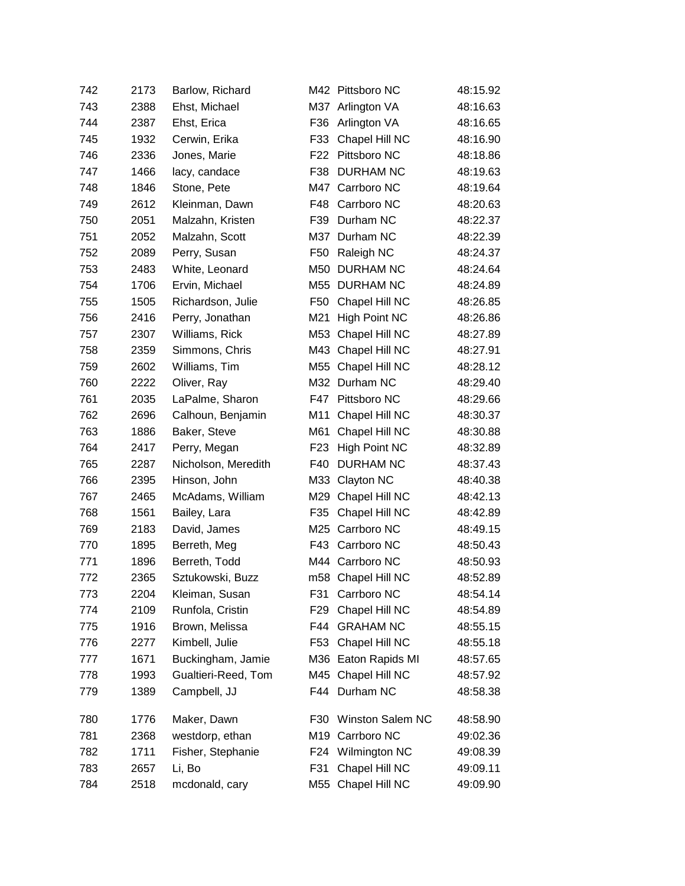| | | | | | |
|---|---|---|---|---|---|
| 742 | 2173 | Barlow, Richard | M42 | Pittsboro NC | 48:15.92 |
| 743 | 2388 | Ehst, Michael | M37 | Arlington VA | 48:16.63 |
| 744 | 2387 | Ehst, Erica | F36 | Arlington VA | 48:16.65 |
| 745 | 1932 | Cerwin, Erika | F33 | Chapel Hill NC | 48:16.90 |
| 746 | 2336 | Jones, Marie | F22 | Pittsboro NC | 48:18.86 |
| 747 | 1466 | lacy, candace | F38 | DURHAM NC | 48:19.63 |
| 748 | 1846 | Stone, Pete | M47 | Carrboro NC | 48:19.64 |
| 749 | 2612 | Kleinman, Dawn | F48 | Carrboro NC | 48:20.63 |
| 750 | 2051 | Malzahn, Kristen | F39 | Durham NC | 48:22.37 |
| 751 | 2052 | Malzahn, Scott | M37 | Durham NC | 48:22.39 |
| 752 | 2089 | Perry, Susan | F50 | Raleigh NC | 48:24.37 |
| 753 | 2483 | White, Leonard | M50 | DURHAM NC | 48:24.64 |
| 754 | 1706 | Ervin, Michael | M55 | DURHAM NC | 48:24.89 |
| 755 | 1505 | Richardson, Julie | F50 | Chapel Hill NC | 48:26.85 |
| 756 | 2416 | Perry, Jonathan | M21 | High Point NC | 48:26.86 |
| 757 | 2307 | Williams, Rick | M53 | Chapel Hill NC | 48:27.89 |
| 758 | 2359 | Simmons, Chris | M43 | Chapel Hill NC | 48:27.91 |
| 759 | 2602 | Williams, Tim | M55 | Chapel Hill NC | 48:28.12 |
| 760 | 2222 | Oliver, Ray | M32 | Durham NC | 48:29.40 |
| 761 | 2035 | LaPalme, Sharon | F47 | Pittsboro NC | 48:29.66 |
| 762 | 2696 | Calhoun, Benjamin | M11 | Chapel Hill NC | 48:30.37 |
| 763 | 1886 | Baker, Steve | M61 | Chapel Hill NC | 48:30.88 |
| 764 | 2417 | Perry, Megan | F23 | High Point NC | 48:32.89 |
| 765 | 2287 | Nicholson, Meredith | F40 | DURHAM NC | 48:37.43 |
| 766 | 2395 | Hinson, John | M33 | Clayton NC | 48:40.38 |
| 767 | 2465 | McAdams, William | M29 | Chapel Hill NC | 48:42.13 |
| 768 | 1561 | Bailey, Lara | F35 | Chapel Hill NC | 48:42.89 |
| 769 | 2183 | David, James | M25 | Carrboro NC | 48:49.15 |
| 770 | 1895 | Berreth, Meg | F43 | Carrboro NC | 48:50.43 |
| 771 | 1896 | Berreth, Todd | M44 | Carrboro NC | 48:50.93 |
| 772 | 2365 | Sztukowski, Buzz | m58 | Chapel Hill NC | 48:52.89 |
| 773 | 2204 | Kleiman, Susan | F31 | Carrboro NC | 48:54.14 |
| 774 | 2109 | Runfola, Cristin | F29 | Chapel Hill NC | 48:54.89 |
| 775 | 1916 | Brown, Melissa | F44 | GRAHAM NC | 48:55.15 |
| 776 | 2277 | Kimbell, Julie | F53 | Chapel Hill NC | 48:55.18 |
| 777 | 1671 | Buckingham, Jamie | M36 | Eaton Rapids MI | 48:57.65 |
| 778 | 1993 | Gualtieri-Reed, Tom | M45 | Chapel Hill NC | 48:57.92 |
| 779 | 1389 | Campbell, JJ | F44 | Durham NC | 48:58.38 |
| 780 | 1776 | Maker, Dawn | F30 | Winston Salem NC | 48:58.90 |
| 781 | 2368 | westdorp, ethan | M19 | Carrboro NC | 49:02.36 |
| 782 | 1711 | Fisher, Stephanie | F24 | Wilmington NC | 49:08.39 |
| 783 | 2657 | Li, Bo | F31 | Chapel Hill NC | 49:09.11 |
| 784 | 2518 | mcdonald, cary | M55 | Chapel Hill NC | 49:09.90 |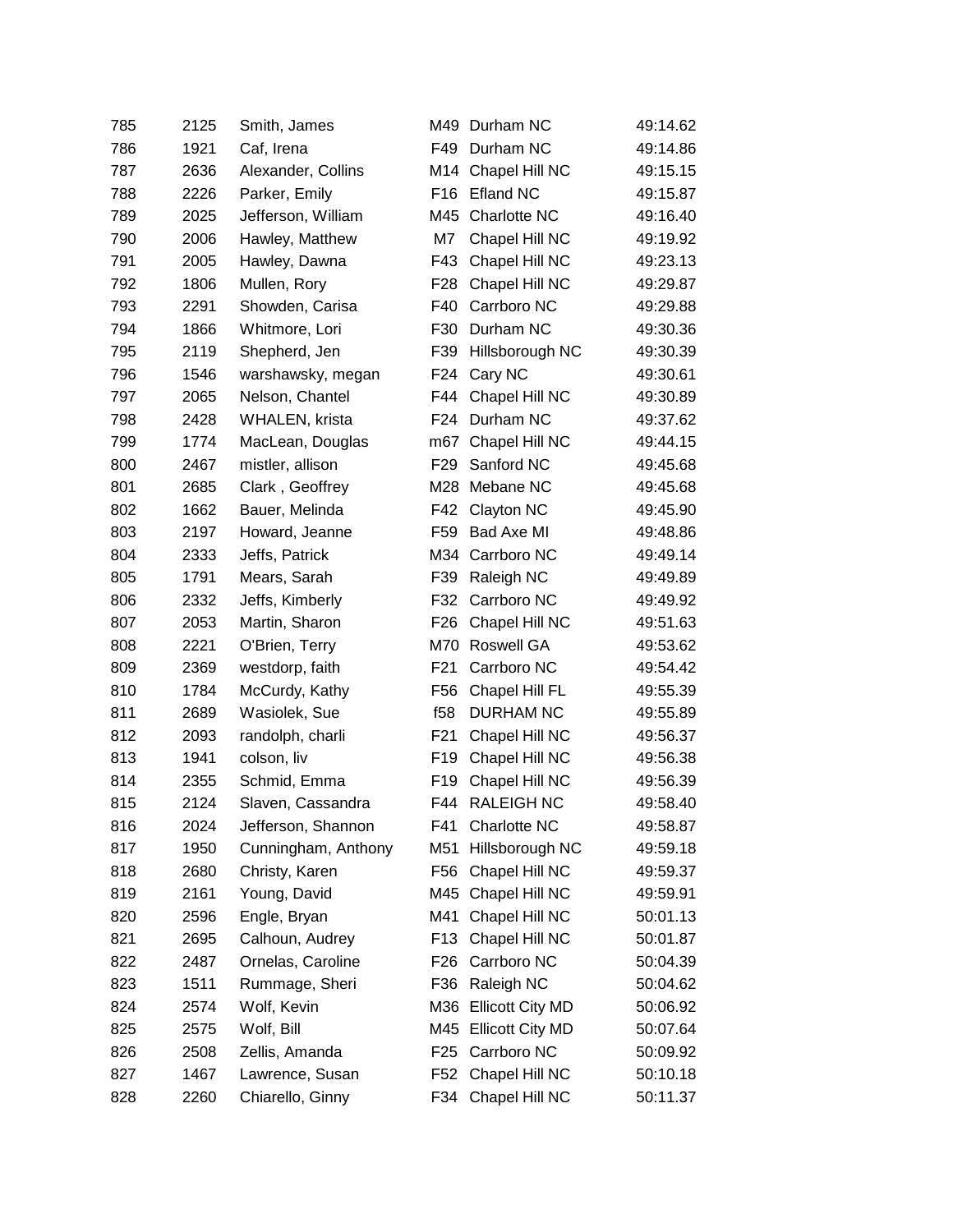| | | | | | |
|---|---|---|---|---|---|
| 785 | 2125 | Smith, James | M49 | Durham NC | 49:14.62 |
| 786 | 1921 | Caf, Irena | F49 | Durham NC | 49:14.86 |
| 787 | 2636 | Alexander, Collins | M14 | Chapel Hill NC | 49:15.15 |
| 788 | 2226 | Parker, Emily | F16 | Efland NC | 49:15.87 |
| 789 | 2025 | Jefferson, William | M45 | Charlotte NC | 49:16.40 |
| 790 | 2006 | Hawley, Matthew | M7 | Chapel Hill NC | 49:19.92 |
| 791 | 2005 | Hawley, Dawna | F43 | Chapel Hill NC | 49:23.13 |
| 792 | 1806 | Mullen, Rory | F28 | Chapel Hill NC | 49:29.87 |
| 793 | 2291 | Showden, Carisa | F40 | Carrboro NC | 49:29.88 |
| 794 | 1866 | Whitmore, Lori | F30 | Durham NC | 49:30.36 |
| 795 | 2119 | Shepherd, Jen | F39 | Hillsborough NC | 49:30.39 |
| 796 | 1546 | warshawsky, megan | F24 | Cary NC | 49:30.61 |
| 797 | 2065 | Nelson, Chantel | F44 | Chapel Hill NC | 49:30.89 |
| 798 | 2428 | WHALEN, krista | F24 | Durham NC | 49:37.62 |
| 799 | 1774 | MacLean, Douglas | m67 | Chapel Hill NC | 49:44.15 |
| 800 | 2467 | mistler, allison | F29 | Sanford NC | 49:45.68 |
| 801 | 2685 | Clark , Geoffrey | M28 | Mebane NC | 49:45.68 |
| 802 | 1662 | Bauer, Melinda | F42 | Clayton NC | 49:45.90 |
| 803 | 2197 | Howard, Jeanne | F59 | Bad Axe MI | 49:48.86 |
| 804 | 2333 | Jeffs, Patrick | M34 | Carrboro NC | 49:49.14 |
| 805 | 1791 | Mears, Sarah | F39 | Raleigh NC | 49:49.89 |
| 806 | 2332 | Jeffs, Kimberly | F32 | Carrboro NC | 49:49.92 |
| 807 | 2053 | Martin, Sharon | F26 | Chapel Hill NC | 49:51.63 |
| 808 | 2221 | O'Brien, Terry | M70 | Roswell GA | 49:53.62 |
| 809 | 2369 | westdorp, faith | F21 | Carrboro NC | 49:54.42 |
| 810 | 1784 | McCurdy, Kathy | F56 | Chapel Hill FL | 49:55.39 |
| 811 | 2689 | Wasiolek, Sue | f58 | DURHAM NC | 49:55.89 |
| 812 | 2093 | randolph, charli | F21 | Chapel Hill NC | 49:56.37 |
| 813 | 1941 | colson, liv | F19 | Chapel Hill NC | 49:56.38 |
| 814 | 2355 | Schmid, Emma | F19 | Chapel Hill NC | 49:56.39 |
| 815 | 2124 | Slaven, Cassandra | F44 | RALEIGH NC | 49:58.40 |
| 816 | 2024 | Jefferson, Shannon | F41 | Charlotte NC | 49:58.87 |
| 817 | 1950 | Cunningham, Anthony | M51 | Hillsborough NC | 49:59.18 |
| 818 | 2680 | Christy, Karen | F56 | Chapel Hill NC | 49:59.37 |
| 819 | 2161 | Young, David | M45 | Chapel Hill NC | 49:59.91 |
| 820 | 2596 | Engle, Bryan | M41 | Chapel Hill NC | 50:01.13 |
| 821 | 2695 | Calhoun, Audrey | F13 | Chapel Hill NC | 50:01.87 |
| 822 | 2487 | Ornelas, Caroline | F26 | Carrboro NC | 50:04.39 |
| 823 | 1511 | Rummage, Sheri | F36 | Raleigh NC | 50:04.62 |
| 824 | 2574 | Wolf, Kevin | M36 | Ellicott City MD | 50:06.92 |
| 825 | 2575 | Wolf, Bill | M45 | Ellicott City MD | 50:07.64 |
| 826 | 2508 | Zellis, Amanda | F25 | Carrboro NC | 50:09.92 |
| 827 | 1467 | Lawrence, Susan | F52 | Chapel Hill NC | 50:10.18 |
| 828 | 2260 | Chiarello, Ginny | F34 | Chapel Hill NC | 50:11.37 |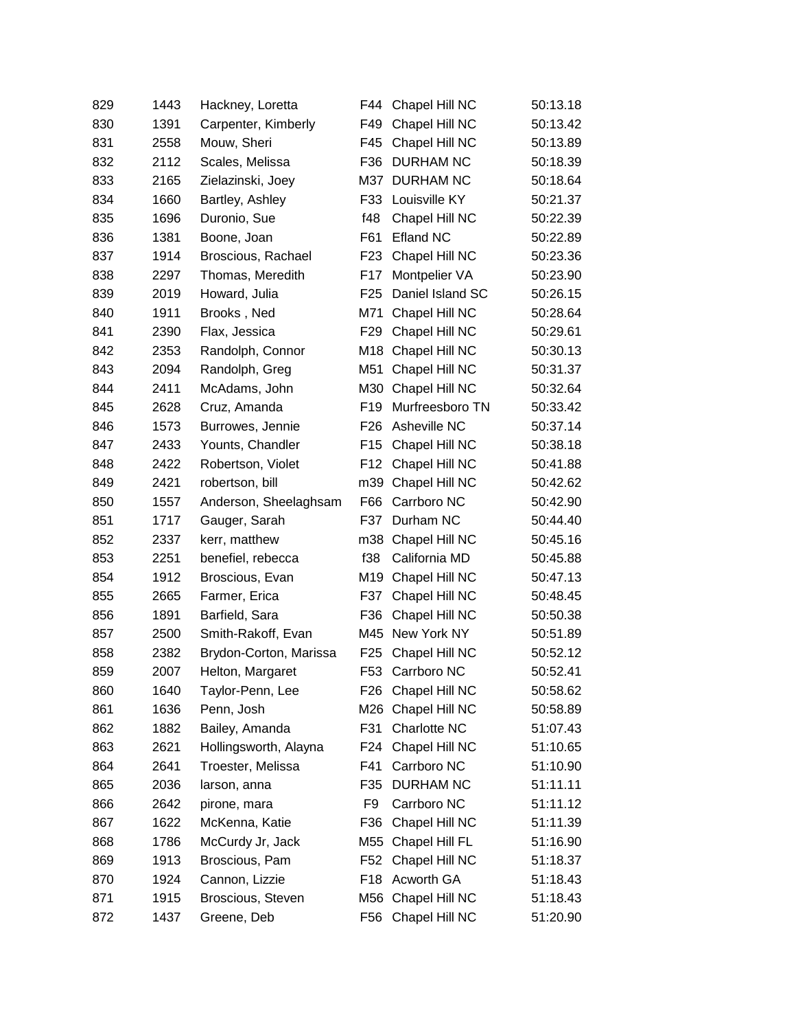| | | | | | |
|---|---|---|---|---|---|
| 829 | 1443 | Hackney, Loretta | F44 | Chapel Hill NC | 50:13.18 |
| 830 | 1391 | Carpenter, Kimberly | F49 | Chapel Hill NC | 50:13.42 |
| 831 | 2558 | Mouw, Sheri | F45 | Chapel Hill NC | 50:13.89 |
| 832 | 2112 | Scales, Melissa | F36 | DURHAM NC | 50:18.39 |
| 833 | 2165 | Zielazinski, Joey | M37 | DURHAM NC | 50:18.64 |
| 834 | 1660 | Bartley, Ashley | F33 | Louisville KY | 50:21.37 |
| 835 | 1696 | Duronio, Sue | f48 | Chapel Hill NC | 50:22.39 |
| 836 | 1381 | Boone, Joan | F61 | Efland NC | 50:22.89 |
| 837 | 1914 | Broscious, Rachael | F23 | Chapel Hill NC | 50:23.36 |
| 838 | 2297 | Thomas, Meredith | F17 | Montpelier VA | 50:23.90 |
| 839 | 2019 | Howard, Julia | F25 | Daniel Island SC | 50:26.15 |
| 840 | 1911 | Brooks , Ned | M71 | Chapel Hill NC | 50:28.64 |
| 841 | 2390 | Flax, Jessica | F29 | Chapel Hill NC | 50:29.61 |
| 842 | 2353 | Randolph, Connor | M18 | Chapel Hill NC | 50:30.13 |
| 843 | 2094 | Randolph, Greg | M51 | Chapel Hill NC | 50:31.37 |
| 844 | 2411 | McAdams, John | M30 | Chapel Hill NC | 50:32.64 |
| 845 | 2628 | Cruz, Amanda | F19 | Murfreesboro TN | 50:33.42 |
| 846 | 1573 | Burrowes, Jennie | F26 | Asheville NC | 50:37.14 |
| 847 | 2433 | Younts, Chandler | F15 | Chapel Hill NC | 50:38.18 |
| 848 | 2422 | Robertson, Violet | F12 | Chapel Hill NC | 50:41.88 |
| 849 | 2421 | robertson, bill | m39 | Chapel Hill NC | 50:42.62 |
| 850 | 1557 | Anderson, Sheelaghsam | F66 | Carrboro NC | 50:42.90 |
| 851 | 1717 | Gauger, Sarah | F37 | Durham NC | 50:44.40 |
| 852 | 2337 | kerr, matthew | m38 | Chapel Hill NC | 50:45.16 |
| 853 | 2251 | benefiel, rebecca | f38 | California MD | 50:45.88 |
| 854 | 1912 | Broscious, Evan | M19 | Chapel Hill NC | 50:47.13 |
| 855 | 2665 | Farmer, Erica | F37 | Chapel Hill NC | 50:48.45 |
| 856 | 1891 | Barfield, Sara | F36 | Chapel Hill NC | 50:50.38 |
| 857 | 2500 | Smith-Rakoff, Evan | M45 | New York NY | 50:51.89 |
| 858 | 2382 | Brydon-Corton, Marissa | F25 | Chapel Hill NC | 50:52.12 |
| 859 | 2007 | Helton, Margaret | F53 | Carrboro NC | 50:52.41 |
| 860 | 1640 | Taylor-Penn, Lee | F26 | Chapel Hill NC | 50:58.62 |
| 861 | 1636 | Penn, Josh | M26 | Chapel Hill NC | 50:58.89 |
| 862 | 1882 | Bailey, Amanda | F31 | Charlotte NC | 51:07.43 |
| 863 | 2621 | Hollingsworth, Alayna | F24 | Chapel Hill NC | 51:10.65 |
| 864 | 2641 | Troester, Melissa | F41 | Carrboro NC | 51:10.90 |
| 865 | 2036 | larson, anna | F35 | DURHAM NC | 51:11.11 |
| 866 | 2642 | pirone, mara | F9 | Carrboro NC | 51:11.12 |
| 867 | 1622 | McKenna, Katie | F36 | Chapel Hill NC | 51:11.39 |
| 868 | 1786 | McCurdy Jr, Jack | M55 | Chapel Hill FL | 51:16.90 |
| 869 | 1913 | Broscious, Pam | F52 | Chapel Hill NC | 51:18.37 |
| 870 | 1924 | Cannon, Lizzie | F18 | Acworth GA | 51:18.43 |
| 871 | 1915 | Broscious, Steven | M56 | Chapel Hill NC | 51:18.43 |
| 872 | 1437 | Greene, Deb | F56 | Chapel Hill NC | 51:20.90 |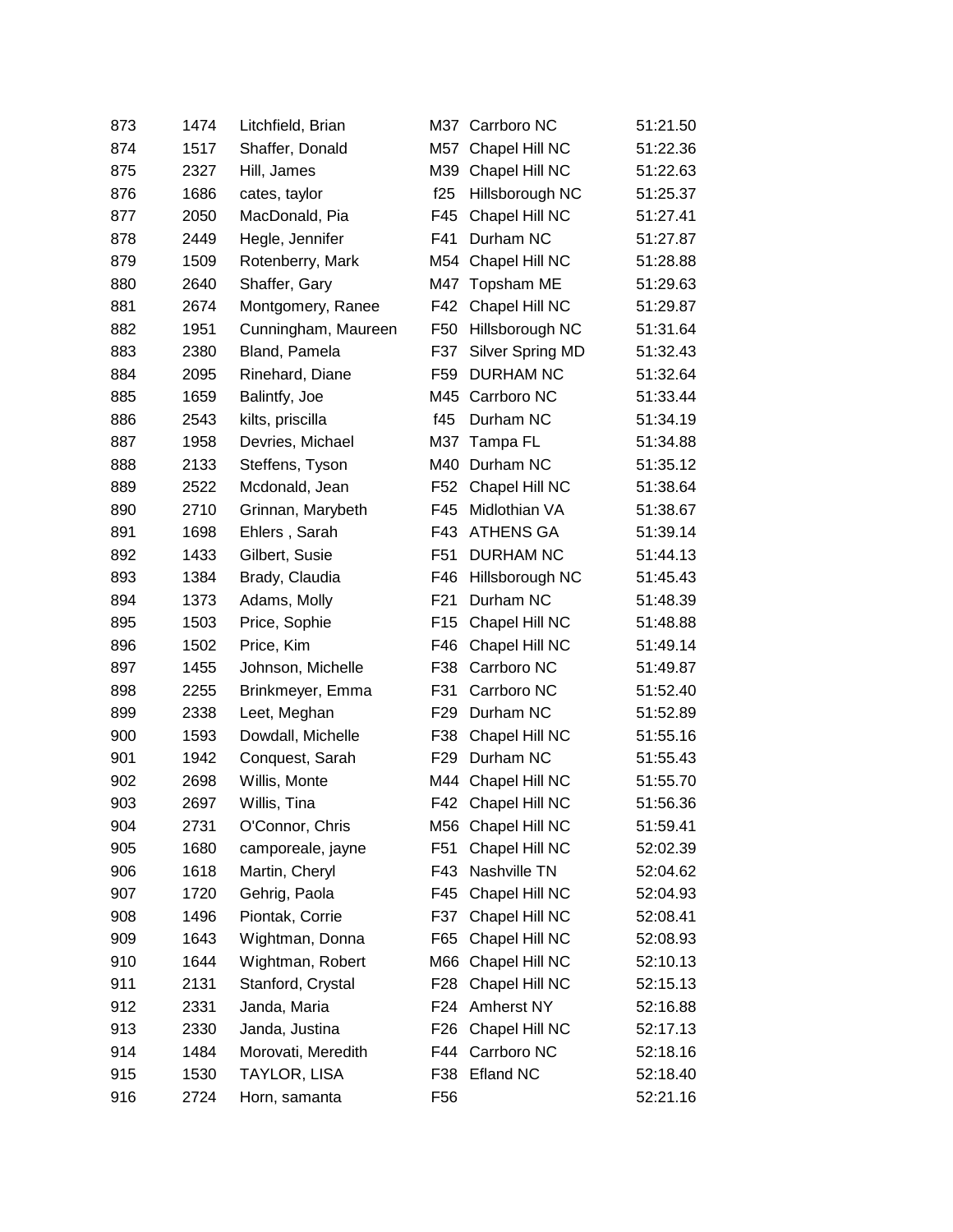| | | | | | |
|---|---|---|---|---|---|
| 873 | 1474 | Litchfield, Brian | M37 | Carrboro NC | 51:21.50 |
| 874 | 1517 | Shaffer, Donald | M57 | Chapel Hill NC | 51:22.36 |
| 875 | 2327 | Hill, James | M39 | Chapel Hill NC | 51:22.63 |
| 876 | 1686 | cates, taylor | f25 | Hillsborough NC | 51:25.37 |
| 877 | 2050 | MacDonald, Pia | F45 | Chapel Hill NC | 51:27.41 |
| 878 | 2449 | Hegle, Jennifer | F41 | Durham NC | 51:27.87 |
| 879 | 1509 | Rotenberry, Mark | M54 | Chapel Hill NC | 51:28.88 |
| 880 | 2640 | Shaffer, Gary | M47 | Topsham ME | 51:29.63 |
| 881 | 2674 | Montgomery, Ranee | F42 | Chapel Hill NC | 51:29.87 |
| 882 | 1951 | Cunningham, Maureen | F50 | Hillsborough NC | 51:31.64 |
| 883 | 2380 | Bland, Pamela | F37 | Silver Spring MD | 51:32.43 |
| 884 | 2095 | Rinehard, Diane | F59 | DURHAM NC | 51:32.64 |
| 885 | 1659 | Balintfy, Joe | M45 | Carrboro NC | 51:33.44 |
| 886 | 2543 | kilts, priscilla | f45 | Durham NC | 51:34.19 |
| 887 | 1958 | Devries, Michael | M37 | Tampa FL | 51:34.88 |
| 888 | 2133 | Steffens, Tyson | M40 | Durham NC | 51:35.12 |
| 889 | 2522 | Mcdonald, Jean | F52 | Chapel Hill NC | 51:38.64 |
| 890 | 2710 | Grinnan, Marybeth | F45 | Midlothian VA | 51:38.67 |
| 891 | 1698 | Ehlers , Sarah | F43 | ATHENS GA | 51:39.14 |
| 892 | 1433 | Gilbert, Susie | F51 | DURHAM NC | 51:44.13 |
| 893 | 1384 | Brady, Claudia | F46 | Hillsborough NC | 51:45.43 |
| 894 | 1373 | Adams, Molly | F21 | Durham NC | 51:48.39 |
| 895 | 1503 | Price, Sophie | F15 | Chapel Hill NC | 51:48.88 |
| 896 | 1502 | Price, Kim | F46 | Chapel Hill NC | 51:49.14 |
| 897 | 1455 | Johnson, Michelle | F38 | Carrboro NC | 51:49.87 |
| 898 | 2255 | Brinkmeyer, Emma | F31 | Carrboro NC | 51:52.40 |
| 899 | 2338 | Leet, Meghan | F29 | Durham NC | 51:52.89 |
| 900 | 1593 | Dowdall, Michelle | F38 | Chapel Hill NC | 51:55.16 |
| 901 | 1942 | Conquest, Sarah | F29 | Durham NC | 51:55.43 |
| 902 | 2698 | Willis, Monte | M44 | Chapel Hill NC | 51:55.70 |
| 903 | 2697 | Willis, Tina | F42 | Chapel Hill NC | 51:56.36 |
| 904 | 2731 | O'Connor, Chris | M56 | Chapel Hill NC | 51:59.41 |
| 905 | 1680 | camporeale, jayne | F51 | Chapel Hill NC | 52:02.39 |
| 906 | 1618 | Martin, Cheryl | F43 | Nashville TN | 52:04.62 |
| 907 | 1720 | Gehrig, Paola | F45 | Chapel Hill NC | 52:04.93 |
| 908 | 1496 | Piontak, Corrie | F37 | Chapel Hill NC | 52:08.41 |
| 909 | 1643 | Wightman, Donna | F65 | Chapel Hill NC | 52:08.93 |
| 910 | 1644 | Wightman, Robert | M66 | Chapel Hill NC | 52:10.13 |
| 911 | 2131 | Stanford, Crystal | F28 | Chapel Hill NC | 52:15.13 |
| 912 | 2331 | Janda, Maria | F24 | Amherst NY | 52:16.88 |
| 913 | 2330 | Janda, Justina | F26 | Chapel Hill NC | 52:17.13 |
| 914 | 1484 | Morovati, Meredith | F44 | Carrboro NC | 52:18.16 |
| 915 | 1530 | TAYLOR, LISA | F38 | Efland NC | 52:18.40 |
| 916 | 2724 | Horn, samanta | F56 | | 52:21.16 |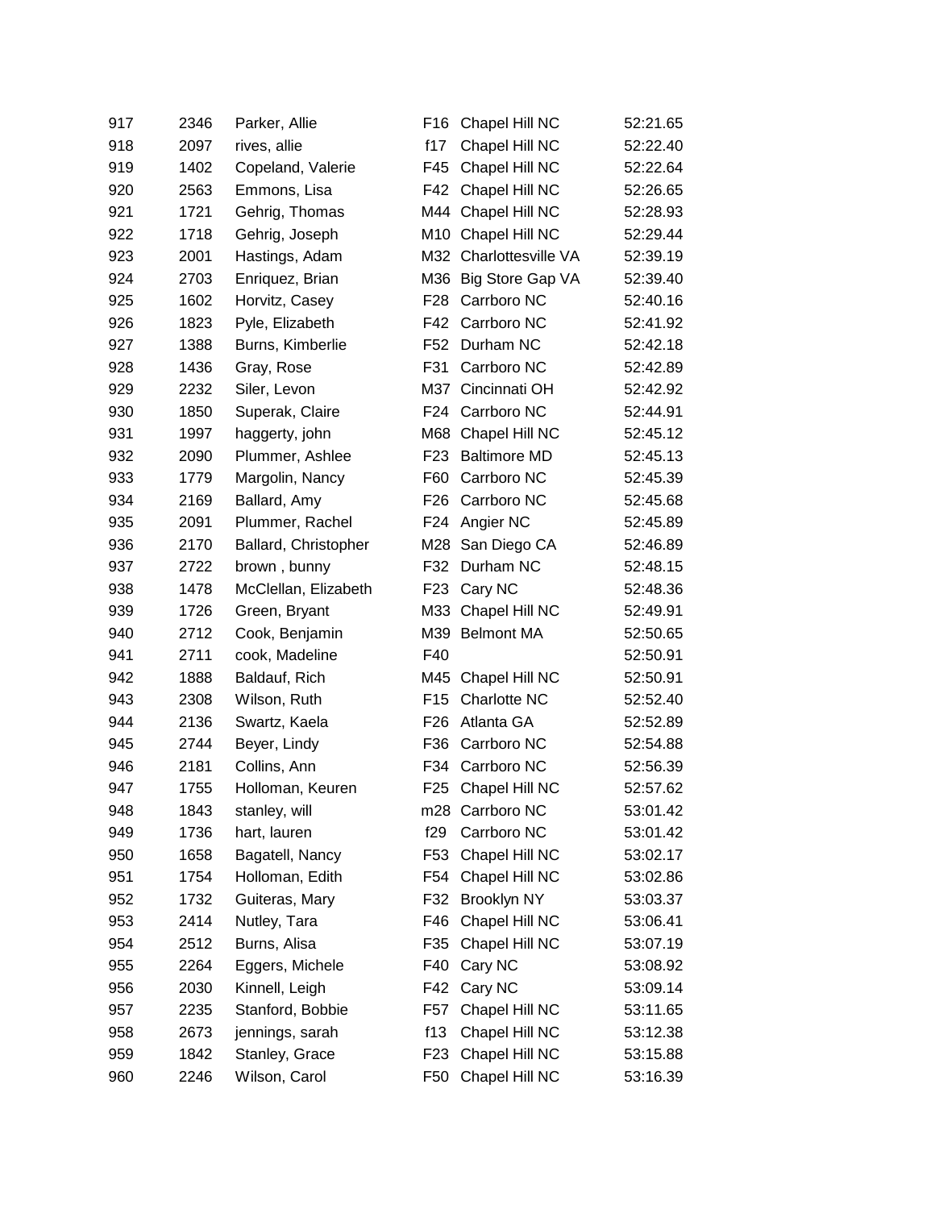| | | | | | |
|---|---|---|---|---|---|
| 917 | 2346 | Parker, Allie | F16 | Chapel Hill NC | 52:21.65 |
| 918 | 2097 | rives, allie | f17 | Chapel Hill NC | 52:22.40 |
| 919 | 1402 | Copeland, Valerie | F45 | Chapel Hill NC | 52:22.64 |
| 920 | 2563 | Emmons, Lisa | F42 | Chapel Hill NC | 52:26.65 |
| 921 | 1721 | Gehrig, Thomas | M44 | Chapel Hill NC | 52:28.93 |
| 922 | 1718 | Gehrig, Joseph | M10 | Chapel Hill NC | 52:29.44 |
| 923 | 2001 | Hastings, Adam | M32 | Charlottesville VA | 52:39.19 |
| 924 | 2703 | Enriquez, Brian | M36 | Big Store Gap VA | 52:39.40 |
| 925 | 1602 | Horvitz, Casey | F28 | Carrboro NC | 52:40.16 |
| 926 | 1823 | Pyle, Elizabeth | F42 | Carrboro NC | 52:41.92 |
| 927 | 1388 | Burns, Kimberlie | F52 | Durham NC | 52:42.18 |
| 928 | 1436 | Gray, Rose | F31 | Carrboro NC | 52:42.89 |
| 929 | 2232 | Siler, Levon | M37 | Cincinnati OH | 52:42.92 |
| 930 | 1850 | Superak, Claire | F24 | Carrboro NC | 52:44.91 |
| 931 | 1997 | haggerty, john | M68 | Chapel Hill NC | 52:45.12 |
| 932 | 2090 | Plummer, Ashlee | F23 | Baltimore MD | 52:45.13 |
| 933 | 1779 | Margolin, Nancy | F60 | Carrboro NC | 52:45.39 |
| 934 | 2169 | Ballard, Amy | F26 | Carrboro NC | 52:45.68 |
| 935 | 2091 | Plummer, Rachel | F24 | Angier NC | 52:45.89 |
| 936 | 2170 | Ballard, Christopher | M28 | San Diego CA | 52:46.89 |
| 937 | 2722 | brown , bunny | F32 | Durham NC | 52:48.15 |
| 938 | 1478 | McClellan, Elizabeth | F23 | Cary NC | 52:48.36 |
| 939 | 1726 | Green, Bryant | M33 | Chapel Hill NC | 52:49.91 |
| 940 | 2712 | Cook, Benjamin | M39 | Belmont MA | 52:50.65 |
| 941 | 2711 | cook, Madeline | F40 | | 52:50.91 |
| 942 | 1888 | Baldauf, Rich | M45 | Chapel Hill NC | 52:50.91 |
| 943 | 2308 | Wilson, Ruth | F15 | Charlotte NC | 52:52.40 |
| 944 | 2136 | Swartz, Kaela | F26 | Atlanta GA | 52:52.89 |
| 945 | 2744 | Beyer, Lindy | F36 | Carrboro NC | 52:54.88 |
| 946 | 2181 | Collins, Ann | F34 | Carrboro NC | 52:56.39 |
| 947 | 1755 | Holloman, Keuren | F25 | Chapel Hill NC | 52:57.62 |
| 948 | 1843 | stanley, will | m28 | Carrboro NC | 53:01.42 |
| 949 | 1736 | hart, lauren | f29 | Carrboro NC | 53:01.42 |
| 950 | 1658 | Bagatell, Nancy | F53 | Chapel Hill NC | 53:02.17 |
| 951 | 1754 | Holloman, Edith | F54 | Chapel Hill NC | 53:02.86 |
| 952 | 1732 | Guiteras, Mary | F32 | Brooklyn NY | 53:03.37 |
| 953 | 2414 | Nutley, Tara | F46 | Chapel Hill NC | 53:06.41 |
| 954 | 2512 | Burns, Alisa | F35 | Chapel Hill NC | 53:07.19 |
| 955 | 2264 | Eggers, Michele | F40 | Cary NC | 53:08.92 |
| 956 | 2030 | Kinnell, Leigh | F42 | Cary NC | 53:09.14 |
| 957 | 2235 | Stanford, Bobbie | F57 | Chapel Hill NC | 53:11.65 |
| 958 | 2673 | jennings, sarah | f13 | Chapel Hill NC | 53:12.38 |
| 959 | 1842 | Stanley, Grace | F23 | Chapel Hill NC | 53:15.88 |
| 960 | 2246 | Wilson, Carol | F50 | Chapel Hill NC | 53:16.39 |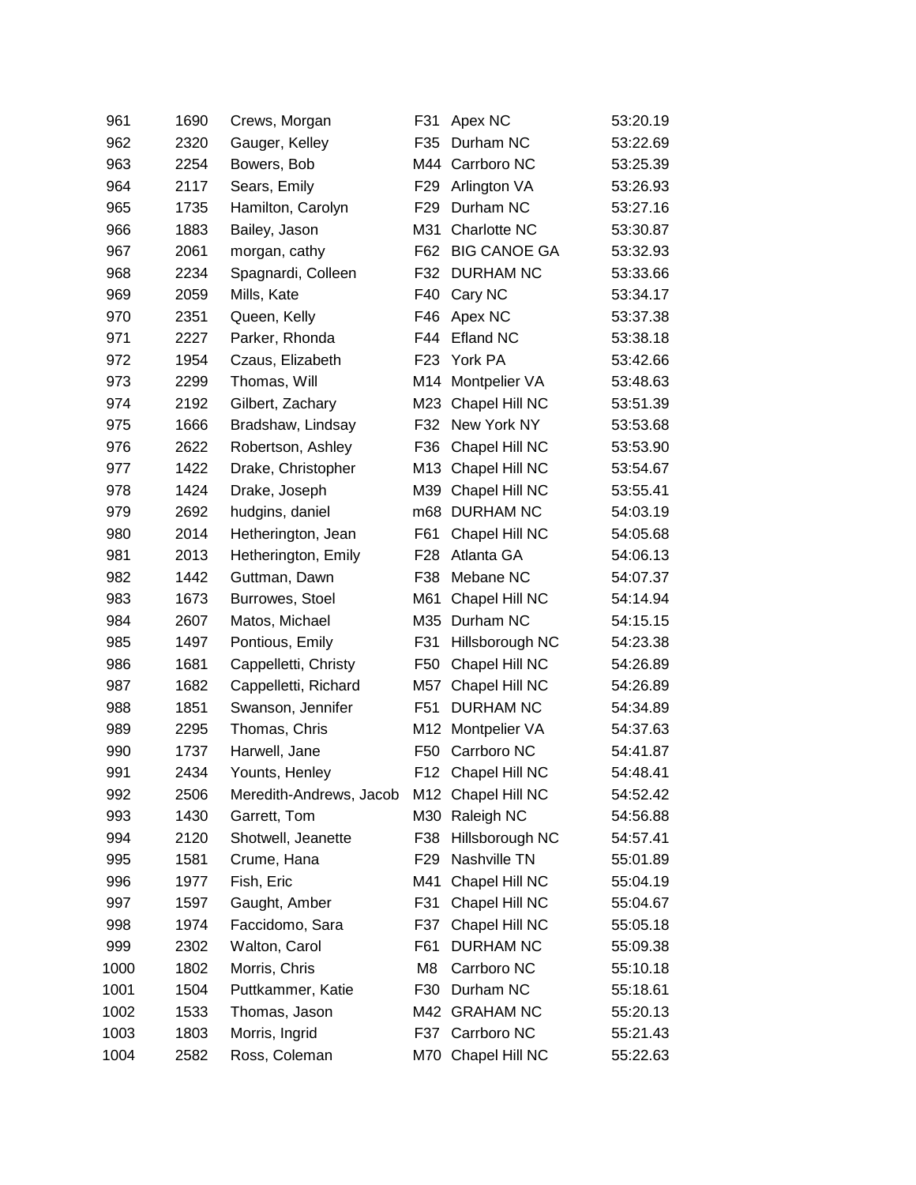| | | | | | |
|---|---|---|---|---|---|
| 961 | 1690 | Crews, Morgan | F31 | Apex NC | 53:20.19 |
| 962 | 2320 | Gauger, Kelley | F35 | Durham NC | 53:22.69 |
| 963 | 2254 | Bowers, Bob | M44 | Carrboro NC | 53:25.39 |
| 964 | 2117 | Sears, Emily | F29 | Arlington VA | 53:26.93 |
| 965 | 1735 | Hamilton, Carolyn | F29 | Durham NC | 53:27.16 |
| 966 | 1883 | Bailey, Jason | M31 | Charlotte NC | 53:30.87 |
| 967 | 2061 | morgan, cathy | F62 | BIG CANOE GA | 53:32.93 |
| 968 | 2234 | Spagnardi, Colleen | F32 | DURHAM NC | 53:33.66 |
| 969 | 2059 | Mills, Kate | F40 | Cary NC | 53:34.17 |
| 970 | 2351 | Queen, Kelly | F46 | Apex NC | 53:37.38 |
| 971 | 2227 | Parker, Rhonda | F44 | Efland NC | 53:38.18 |
| 972 | 1954 | Czaus, Elizabeth | F23 | York PA | 53:42.66 |
| 973 | 2299 | Thomas, Will | M14 | Montpelier VA | 53:48.63 |
| 974 | 2192 | Gilbert, Zachary | M23 | Chapel Hill NC | 53:51.39 |
| 975 | 1666 | Bradshaw, Lindsay | F32 | New York NY | 53:53.68 |
| 976 | 2622 | Robertson, Ashley | F36 | Chapel Hill NC | 53:53.90 |
| 977 | 1422 | Drake, Christopher | M13 | Chapel Hill NC | 53:54.67 |
| 978 | 1424 | Drake, Joseph | M39 | Chapel Hill NC | 53:55.41 |
| 979 | 2692 | hudgins, daniel | m68 | DURHAM NC | 54:03.19 |
| 980 | 2014 | Hetherington, Jean | F61 | Chapel Hill NC | 54:05.68 |
| 981 | 2013 | Hetherington, Emily | F28 | Atlanta GA | 54:06.13 |
| 982 | 1442 | Guttman, Dawn | F38 | Mebane NC | 54:07.37 |
| 983 | 1673 | Burrowes, Stoel | M61 | Chapel Hill NC | 54:14.94 |
| 984 | 2607 | Matos, Michael | M35 | Durham NC | 54:15.15 |
| 985 | 1497 | Pontious, Emily | F31 | Hillsborough NC | 54:23.38 |
| 986 | 1681 | Cappelletti, Christy | F50 | Chapel Hill NC | 54:26.89 |
| 987 | 1682 | Cappelletti, Richard | M57 | Chapel Hill NC | 54:26.89 |
| 988 | 1851 | Swanson, Jennifer | F51 | DURHAM NC | 54:34.89 |
| 989 | 2295 | Thomas, Chris | M12 | Montpelier VA | 54:37.63 |
| 990 | 1737 | Harwell, Jane | F50 | Carrboro NC | 54:41.87 |
| 991 | 2434 | Younts, Henley | F12 | Chapel Hill NC | 54:48.41 |
| 992 | 2506 | Meredith-Andrews, Jacob | M12 | Chapel Hill NC | 54:52.42 |
| 993 | 1430 | Garrett, Tom | M30 | Raleigh NC | 54:56.88 |
| 994 | 2120 | Shotwell, Jeanette | F38 | Hillsborough NC | 54:57.41 |
| 995 | 1581 | Crume, Hana | F29 | Nashville TN | 55:01.89 |
| 996 | 1977 | Fish, Eric | M41 | Chapel Hill NC | 55:04.19 |
| 997 | 1597 | Gaught, Amber | F31 | Chapel Hill NC | 55:04.67 |
| 998 | 1974 | Faccidomo, Sara | F37 | Chapel Hill NC | 55:05.18 |
| 999 | 2302 | Walton, Carol | F61 | DURHAM NC | 55:09.38 |
| 1000 | 1802 | Morris, Chris | M8 | Carrboro NC | 55:10.18 |
| 1001 | 1504 | Puttkammer, Katie | F30 | Durham NC | 55:18.61 |
| 1002 | 1533 | Thomas, Jason | M42 | GRAHAM NC | 55:20.13 |
| 1003 | 1803 | Morris, Ingrid | F37 | Carrboro NC | 55:21.43 |
| 1004 | 2582 | Ross, Coleman | M70 | Chapel Hill NC | 55:22.63 |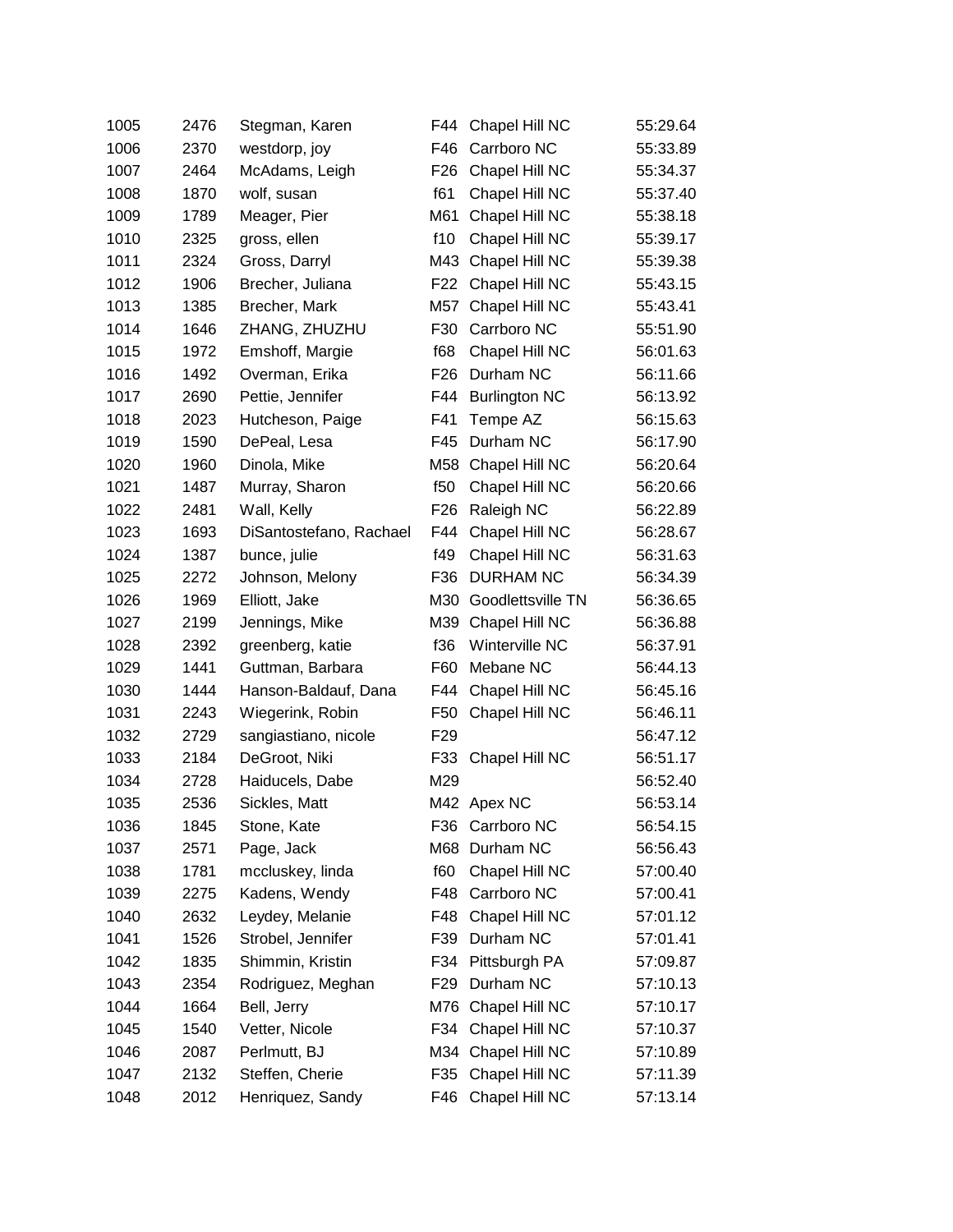| | | | | | |
|---|---|---|---|---|---|
| 1005 | 2476 | Stegman, Karen | F44 | Chapel Hill NC | 55:29.64 |
| 1006 | 2370 | westdorp, joy | F46 | Carrboro NC | 55:33.89 |
| 1007 | 2464 | McAdams, Leigh | F26 | Chapel Hill NC | 55:34.37 |
| 1008 | 1870 | wolf, susan | f61 | Chapel Hill NC | 55:37.40 |
| 1009 | 1789 | Meager, Pier | M61 | Chapel Hill NC | 55:38.18 |
| 1010 | 2325 | gross, ellen | f10 | Chapel Hill NC | 55:39.17 |
| 1011 | 2324 | Gross, Darryl | M43 | Chapel Hill NC | 55:39.38 |
| 1012 | 1906 | Brecher, Juliana | F22 | Chapel Hill NC | 55:43.15 |
| 1013 | 1385 | Brecher, Mark | M57 | Chapel Hill NC | 55:43.41 |
| 1014 | 1646 | ZHANG, ZHUZHU | F30 | Carrboro NC | 55:51.90 |
| 1015 | 1972 | Emshoff, Margie | f68 | Chapel Hill NC | 56:01.63 |
| 1016 | 1492 | Overman, Erika | F26 | Durham NC | 56:11.66 |
| 1017 | 2690 | Pettie, Jennifer | F44 | Burlington NC | 56:13.92 |
| 1018 | 2023 | Hutcheson, Paige | F41 | Tempe AZ | 56:15.63 |
| 1019 | 1590 | DePeal, Lesa | F45 | Durham NC | 56:17.90 |
| 1020 | 1960 | Dinola, Mike | M58 | Chapel Hill NC | 56:20.64 |
| 1021 | 1487 | Murray, Sharon | f50 | Chapel Hill NC | 56:20.66 |
| 1022 | 2481 | Wall, Kelly | F26 | Raleigh NC | 56:22.89 |
| 1023 | 1693 | DiSantostefano, Rachael | F44 | Chapel Hill NC | 56:28.67 |
| 1024 | 1387 | bunce, julie | f49 | Chapel Hill NC | 56:31.63 |
| 1025 | 2272 | Johnson, Melony | F36 | DURHAM NC | 56:34.39 |
| 1026 | 1969 | Elliott, Jake | M30 | Goodlettsville TN | 56:36.65 |
| 1027 | 2199 | Jennings, Mike | M39 | Chapel Hill NC | 56:36.88 |
| 1028 | 2392 | greenberg, katie | f36 | Winterville NC | 56:37.91 |
| 1029 | 1441 | Guttman, Barbara | F60 | Mebane NC | 56:44.13 |
| 1030 | 1444 | Hanson-Baldauf, Dana | F44 | Chapel Hill NC | 56:45.16 |
| 1031 | 2243 | Wiegerink, Robin | F50 | Chapel Hill NC | 56:46.11 |
| 1032 | 2729 | sangiastiano, nicole | F29 | | 56:47.12 |
| 1033 | 2184 | DeGroot, Niki | F33 | Chapel Hill NC | 56:51.17 |
| 1034 | 2728 | Haiducels, Dabe | M29 | | 56:52.40 |
| 1035 | 2536 | Sickles, Matt | M42 | Apex NC | 56:53.14 |
| 1036 | 1845 | Stone, Kate | F36 | Carrboro NC | 56:54.15 |
| 1037 | 2571 | Page, Jack | M68 | Durham NC | 56:56.43 |
| 1038 | 1781 | mccluskey, linda | f60 | Chapel Hill NC | 57:00.40 |
| 1039 | 2275 | Kadens, Wendy | F48 | Carrboro NC | 57:00.41 |
| 1040 | 2632 | Leydey, Melanie | F48 | Chapel Hill NC | 57:01.12 |
| 1041 | 1526 | Strobel, Jennifer | F39 | Durham NC | 57:01.41 |
| 1042 | 1835 | Shimmin, Kristin | F34 | Pittsburgh PA | 57:09.87 |
| 1043 | 2354 | Rodriguez, Meghan | F29 | Durham NC | 57:10.13 |
| 1044 | 1664 | Bell, Jerry | M76 | Chapel Hill NC | 57:10.17 |
| 1045 | 1540 | Vetter, Nicole | F34 | Chapel Hill NC | 57:10.37 |
| 1046 | 2087 | Perlmutt, BJ | M34 | Chapel Hill NC | 57:10.89 |
| 1047 | 2132 | Steffen, Cherie | F35 | Chapel Hill NC | 57:11.39 |
| 1048 | 2012 | Henriquez, Sandy | F46 | Chapel Hill NC | 57:13.14 |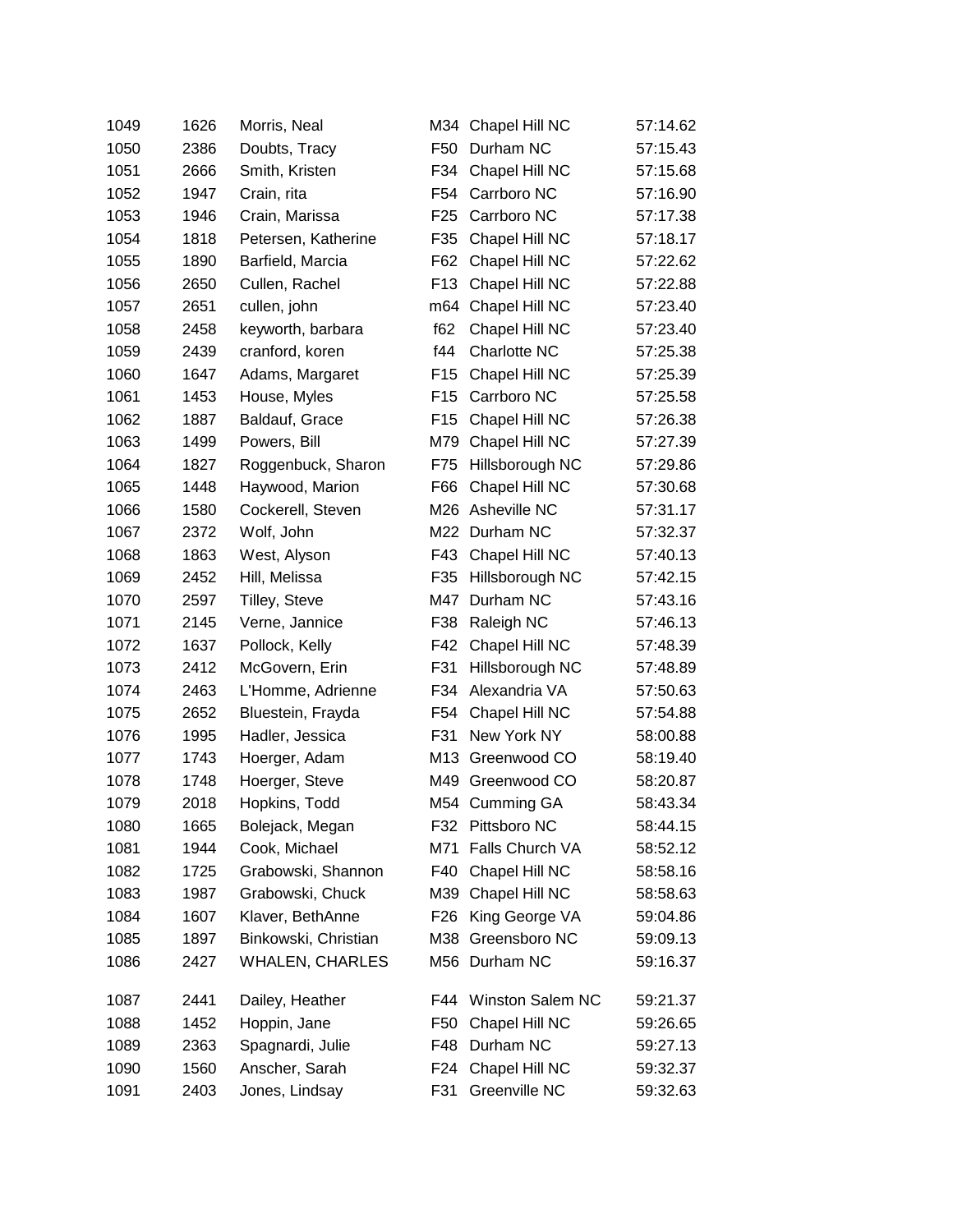| | | | | | |
|---|---|---|---|---|---|
| 1049 | 1626 | Morris, Neal | M34 | Chapel Hill NC | 57:14.62 |
| 1050 | 2386 | Doubts, Tracy | F50 | Durham NC | 57:15.43 |
| 1051 | 2666 | Smith, Kristen | F34 | Chapel Hill NC | 57:15.68 |
| 1052 | 1947 | Crain, rita | F54 | Carrboro NC | 57:16.90 |
| 1053 | 1946 | Crain, Marissa | F25 | Carrboro NC | 57:17.38 |
| 1054 | 1818 | Petersen, Katherine | F35 | Chapel Hill NC | 57:18.17 |
| 1055 | 1890 | Barfield, Marcia | F62 | Chapel Hill NC | 57:22.62 |
| 1056 | 2650 | Cullen, Rachel | F13 | Chapel Hill NC | 57:22.88 |
| 1057 | 2651 | cullen, john | m64 | Chapel Hill NC | 57:23.40 |
| 1058 | 2458 | keyworth, barbara | f62 | Chapel Hill NC | 57:23.40 |
| 1059 | 2439 | cranford, koren | f44 | Charlotte NC | 57:25.38 |
| 1060 | 1647 | Adams, Margaret | F15 | Chapel Hill NC | 57:25.39 |
| 1061 | 1453 | House, Myles | F15 | Carrboro NC | 57:25.58 |
| 1062 | 1887 | Baldauf, Grace | F15 | Chapel Hill NC | 57:26.38 |
| 1063 | 1499 | Powers, Bill | M79 | Chapel Hill NC | 57:27.39 |
| 1064 | 1827 | Roggenbuck, Sharon | F75 | Hillsborough NC | 57:29.86 |
| 1065 | 1448 | Haywood, Marion | F66 | Chapel Hill NC | 57:30.68 |
| 1066 | 1580 | Cockerell, Steven | M26 | Asheville NC | 57:31.17 |
| 1067 | 2372 | Wolf, John | M22 | Durham NC | 57:32.37 |
| 1068 | 1863 | West, Alyson | F43 | Chapel Hill NC | 57:40.13 |
| 1069 | 2452 | Hill, Melissa | F35 | Hillsborough NC | 57:42.15 |
| 1070 | 2597 | Tilley, Steve | M47 | Durham NC | 57:43.16 |
| 1071 | 2145 | Verne, Jannice | F38 | Raleigh NC | 57:46.13 |
| 1072 | 1637 | Pollock, Kelly | F42 | Chapel Hill NC | 57:48.39 |
| 1073 | 2412 | McGovern, Erin | F31 | Hillsborough NC | 57:48.89 |
| 1074 | 2463 | L'Homme, Adrienne | F34 | Alexandria VA | 57:50.63 |
| 1075 | 2652 | Bluestein, Frayda | F54 | Chapel Hill NC | 57:54.88 |
| 1076 | 1995 | Hadler, Jessica | F31 | New York NY | 58:00.88 |
| 1077 | 1743 | Hoerger, Adam | M13 | Greenwood CO | 58:19.40 |
| 1078 | 1748 | Hoerger, Steve | M49 | Greenwood CO | 58:20.87 |
| 1079 | 2018 | Hopkins, Todd | M54 | Cumming GA | 58:43.34 |
| 1080 | 1665 | Bolejack, Megan | F32 | Pittsboro NC | 58:44.15 |
| 1081 | 1944 | Cook, Michael | M71 | Falls Church VA | 58:52.12 |
| 1082 | 1725 | Grabowski, Shannon | F40 | Chapel Hill NC | 58:58.16 |
| 1083 | 1987 | Grabowski, Chuck | M39 | Chapel Hill NC | 58:58.63 |
| 1084 | 1607 | Klaver, BethAnne | F26 | King George VA | 59:04.86 |
| 1085 | 1897 | Binkowski, Christian | M38 | Greensboro NC | 59:09.13 |
| 1086 | 2427 | WHALEN, CHARLES | M56 | Durham NC | 59:16.37 |
| 1087 | 2441 | Dailey, Heather | F44 | Winston Salem NC | 59:21.37 |
| 1088 | 1452 | Hoppin, Jane | F50 | Chapel Hill NC | 59:26.65 |
| 1089 | 2363 | Spagnardi, Julie | F48 | Durham NC | 59:27.13 |
| 1090 | 1560 | Anscher, Sarah | F24 | Chapel Hill NC | 59:32.37 |
| 1091 | 2403 | Jones, Lindsay | F31 | Greenville NC | 59:32.63 |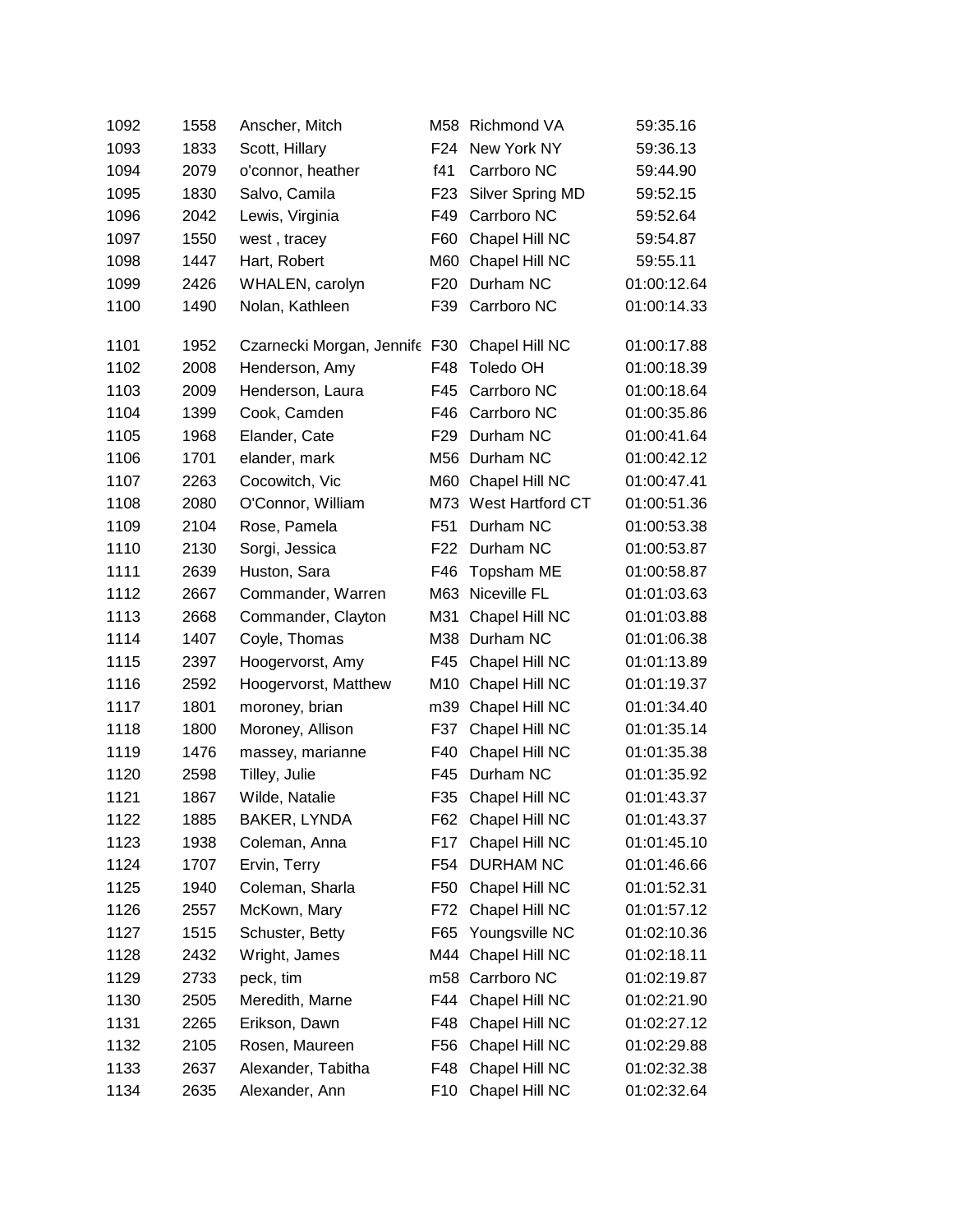| | | | | | |
|---|---|---|---|---|---|
| 1092 | 1558 | Anscher, Mitch | M58 | Richmond VA | 59:35.16 |
| 1093 | 1833 | Scott, Hillary | F24 | New York NY | 59:36.13 |
| 1094 | 2079 | o'connor, heather | f41 | Carrboro NC | 59:44.90 |
| 1095 | 1830 | Salvo, Camila | F23 | Silver Spring MD | 59:52.15 |
| 1096 | 2042 | Lewis, Virginia | F49 | Carrboro NC | 59:52.64 |
| 1097 | 1550 | west , tracey | F60 | Chapel Hill NC | 59:54.87 |
| 1098 | 1447 | Hart, Robert | M60 | Chapel Hill NC | 59:55.11 |
| 1099 | 2426 | WHALEN, carolyn | F20 | Durham NC | 01:00:12.64 |
| 1100 | 1490 | Nolan, Kathleen | F39 | Carrboro NC | 01:00:14.33 |
| 1101 | 1952 | Czarnecki Morgan, Jennife | F30 | Chapel Hill NC | 01:00:17.88 |
| 1102 | 2008 | Henderson, Amy | F48 | Toledo OH | 01:00:18.39 |
| 1103 | 2009 | Henderson, Laura | F45 | Carrboro NC | 01:00:18.64 |
| 1104 | 1399 | Cook, Camden | F46 | Carrboro NC | 01:00:35.86 |
| 1105 | 1968 | Elander, Cate | F29 | Durham NC | 01:00:41.64 |
| 1106 | 1701 | elander, mark | M56 | Durham NC | 01:00:42.12 |
| 1107 | 2263 | Cocowitch, Vic | M60 | Chapel Hill NC | 01:00:47.41 |
| 1108 | 2080 | O'Connor, William | M73 | West Hartford CT | 01:00:51.36 |
| 1109 | 2104 | Rose, Pamela | F51 | Durham NC | 01:00:53.38 |
| 1110 | 2130 | Sorgi, Jessica | F22 | Durham NC | 01:00:53.87 |
| 1111 | 2639 | Huston, Sara | F46 | Topsham ME | 01:00:58.87 |
| 1112 | 2667 | Commander, Warren | M63 | Niceville FL | 01:01:03.63 |
| 1113 | 2668 | Commander, Clayton | M31 | Chapel Hill NC | 01:01:03.88 |
| 1114 | 1407 | Coyle, Thomas | M38 | Durham NC | 01:01:06.38 |
| 1115 | 2397 | Hoogervorst, Amy | F45 | Chapel Hill NC | 01:01:13.89 |
| 1116 | 2592 | Hoogervorst, Matthew | M10 | Chapel Hill NC | 01:01:19.37 |
| 1117 | 1801 | moroney, brian | m39 | Chapel Hill NC | 01:01:34.40 |
| 1118 | 1800 | Moroney, Allison | F37 | Chapel Hill NC | 01:01:35.14 |
| 1119 | 1476 | massey, marianne | F40 | Chapel Hill NC | 01:01:35.38 |
| 1120 | 2598 | Tilley, Julie | F45 | Durham NC | 01:01:35.92 |
| 1121 | 1867 | Wilde, Natalie | F35 | Chapel Hill NC | 01:01:43.37 |
| 1122 | 1885 | BAKER, LYNDA | F62 | Chapel Hill NC | 01:01:43.37 |
| 1123 | 1938 | Coleman, Anna | F17 | Chapel Hill NC | 01:01:45.10 |
| 1124 | 1707 | Ervin, Terry | F54 | DURHAM NC | 01:01:46.66 |
| 1125 | 1940 | Coleman, Sharla | F50 | Chapel Hill NC | 01:01:52.31 |
| 1126 | 2557 | McKown, Mary | F72 | Chapel Hill NC | 01:01:57.12 |
| 1127 | 1515 | Schuster, Betty | F65 | Youngsville NC | 01:02:10.36 |
| 1128 | 2432 | Wright, James | M44 | Chapel Hill NC | 01:02:18.11 |
| 1129 | 2733 | peck, tim | m58 | Carrboro NC | 01:02:19.87 |
| 1130 | 2505 | Meredith, Marne | F44 | Chapel Hill NC | 01:02:21.90 |
| 1131 | 2265 | Erikson, Dawn | F48 | Chapel Hill NC | 01:02:27.12 |
| 1132 | 2105 | Rosen, Maureen | F56 | Chapel Hill NC | 01:02:29.88 |
| 1133 | 2637 | Alexander, Tabitha | F48 | Chapel Hill NC | 01:02:32.38 |
| 1134 | 2635 | Alexander, Ann | F10 | Chapel Hill NC | 01:02:32.64 |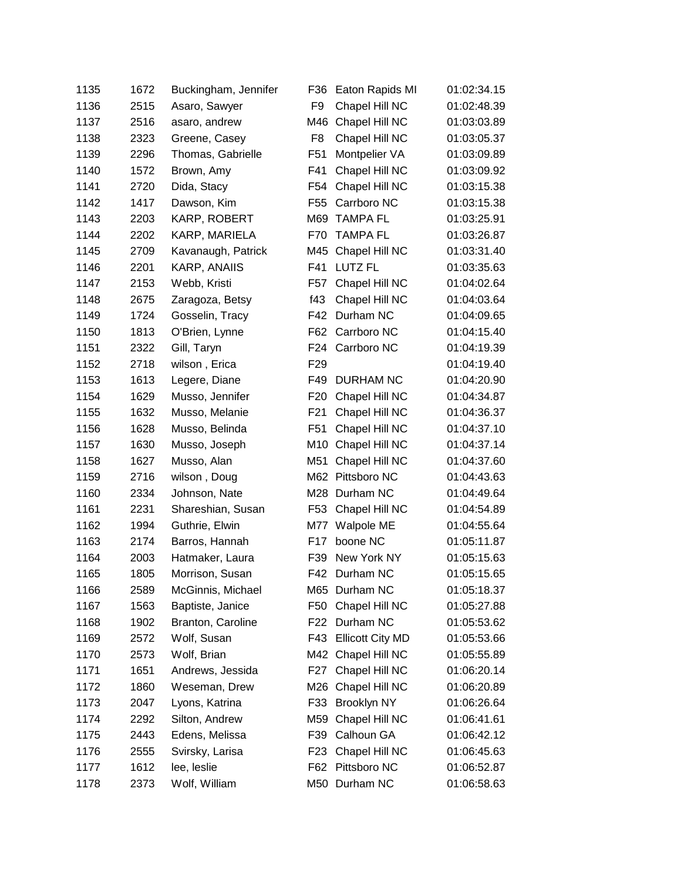| | | | | | |
|---|---|---|---|---|---|
| 1135 | 1672 | Buckingham, Jennifer | F36 | Eaton Rapids MI | 01:02:34.15 |
| 1136 | 2515 | Asaro, Sawyer | F9 | Chapel Hill NC | 01:02:48.39 |
| 1137 | 2516 | asaro, andrew | M46 | Chapel Hill NC | 01:03:03.89 |
| 1138 | 2323 | Greene, Casey | F8 | Chapel Hill NC | 01:03:05.37 |
| 1139 | 2296 | Thomas, Gabrielle | F51 | Montpelier VA | 01:03:09.89 |
| 1140 | 1572 | Brown, Amy | F41 | Chapel Hill NC | 01:03:09.92 |
| 1141 | 2720 | Dida, Stacy | F54 | Chapel Hill NC | 01:03:15.38 |
| 1142 | 1417 | Dawson, Kim | F55 | Carrboro NC | 01:03:15.38 |
| 1143 | 2203 | KARP, ROBERT | M69 | TAMPA FL | 01:03:25.91 |
| 1144 | 2202 | KARP, MARIELA | F70 | TAMPA FL | 01:03:26.87 |
| 1145 | 2709 | Kavanaugh, Patrick | M45 | Chapel Hill NC | 01:03:31.40 |
| 1146 | 2201 | KARP, ANAIIS | F41 | LUTZ FL | 01:03:35.63 |
| 1147 | 2153 | Webb, Kristi | F57 | Chapel Hill NC | 01:04:02.64 |
| 1148 | 2675 | Zaragoza, Betsy | f43 | Chapel Hill NC | 01:04:03.64 |
| 1149 | 1724 | Gosselin, Tracy | F42 | Durham NC | 01:04:09.65 |
| 1150 | 1813 | O'Brien, Lynne | F62 | Carrboro NC | 01:04:15.40 |
| 1151 | 2322 | Gill, Taryn | F24 | Carrboro NC | 01:04:19.39 |
| 1152 | 2718 | wilson , Erica | F29 | | 01:04:19.40 |
| 1153 | 1613 | Legere, Diane | F49 | DURHAM NC | 01:04:20.90 |
| 1154 | 1629 | Musso, Jennifer | F20 | Chapel Hill NC | 01:04:34.87 |
| 1155 | 1632 | Musso, Melanie | F21 | Chapel Hill NC | 01:04:36.37 |
| 1156 | 1628 | Musso, Belinda | F51 | Chapel Hill NC | 01:04:37.10 |
| 1157 | 1630 | Musso, Joseph | M10 | Chapel Hill NC | 01:04:37.14 |
| 1158 | 1627 | Musso, Alan | M51 | Chapel Hill NC | 01:04:37.60 |
| 1159 | 2716 | wilson , Doug | M62 | Pittsboro NC | 01:04:43.63 |
| 1160 | 2334 | Johnson, Nate | M28 | Durham NC | 01:04:49.64 |
| 1161 | 2231 | Shareshian, Susan | F53 | Chapel Hill NC | 01:04:54.89 |
| 1162 | 1994 | Guthrie, Elwin | M77 | Walpole ME | 01:04:55.64 |
| 1163 | 2174 | Barros, Hannah | F17 | boone NC | 01:05:11.87 |
| 1164 | 2003 | Hatmaker, Laura | F39 | New York NY | 01:05:15.63 |
| 1165 | 1805 | Morrison, Susan | F42 | Durham NC | 01:05:15.65 |
| 1166 | 2589 | McGinnis, Michael | M65 | Durham NC | 01:05:18.37 |
| 1167 | 1563 | Baptiste, Janice | F50 | Chapel Hill NC | 01:05:27.88 |
| 1168 | 1902 | Branton, Caroline | F22 | Durham NC | 01:05:53.62 |
| 1169 | 2572 | Wolf, Susan | F43 | Ellicott City MD | 01:05:53.66 |
| 1170 | 2573 | Wolf, Brian | M42 | Chapel Hill NC | 01:05:55.89 |
| 1171 | 1651 | Andrews, Jessida | F27 | Chapel Hill NC | 01:06:20.14 |
| 1172 | 1860 | Weseman, Drew | M26 | Chapel Hill NC | 01:06:20.89 |
| 1173 | 2047 | Lyons, Katrina | F33 | Brooklyn NY | 01:06:26.64 |
| 1174 | 2292 | Silton, Andrew | M59 | Chapel Hill NC | 01:06:41.61 |
| 1175 | 2443 | Edens, Melissa | F39 | Calhoun GA | 01:06:42.12 |
| 1176 | 2555 | Svirsky, Larisa | F23 | Chapel Hill NC | 01:06:45.63 |
| 1177 | 1612 | lee, leslie | F62 | Pittsboro NC | 01:06:52.87 |
| 1178 | 2373 | Wolf, William | M50 | Durham NC | 01:06:58.63 |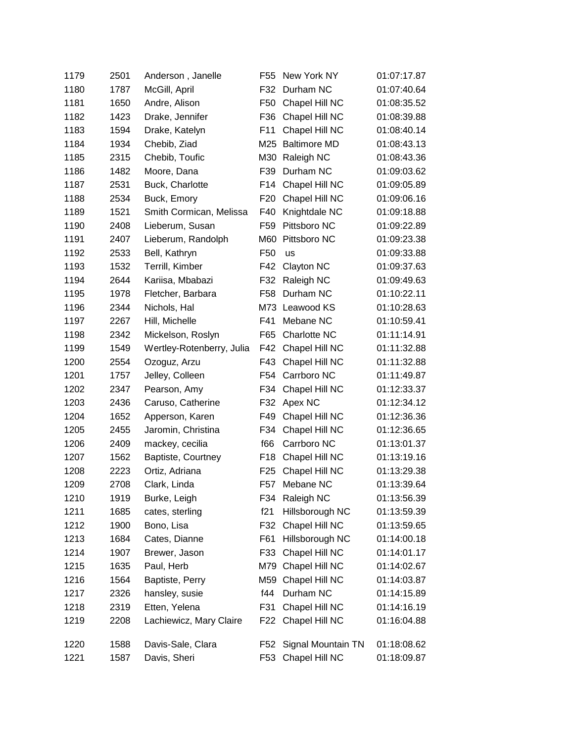| | | | | | |
|---|---|---|---|---|---|
| 1179 | 2501 | Anderson , Janelle | F55 | New York NY | 01:07:17.87 |
| 1180 | 1787 | McGill, April | F32 | Durham NC | 01:07:40.64 |
| 1181 | 1650 | Andre, Alison | F50 | Chapel Hill NC | 01:08:35.52 |
| 1182 | 1423 | Drake, Jennifer | F36 | Chapel Hill NC | 01:08:39.88 |
| 1183 | 1594 | Drake, Katelyn | F11 | Chapel Hill NC | 01:08:40.14 |
| 1184 | 1934 | Chebib, Ziad | M25 | Baltimore MD | 01:08:43.13 |
| 1185 | 2315 | Chebib, Toufic | M30 | Raleigh NC | 01:08:43.36 |
| 1186 | 1482 | Moore, Dana | F39 | Durham NC | 01:09:03.62 |
| 1187 | 2531 | Buck, Charlotte | F14 | Chapel Hill NC | 01:09:05.89 |
| 1188 | 2534 | Buck, Emory | F20 | Chapel Hill NC | 01:09:06.16 |
| 1189 | 1521 | Smith Cormican, Melissa | F40 | Knightdale NC | 01:09:18.88 |
| 1190 | 2408 | Lieberum, Susan | F59 | Pittsboro NC | 01:09:22.89 |
| 1191 | 2407 | Lieberum, Randolph | M60 | Pittsboro NC | 01:09:23.38 |
| 1192 | 2533 | Bell, Kathryn | F50 | us | 01:09:33.88 |
| 1193 | 1532 | Terrill, Kimber | F42 | Clayton NC | 01:09:37.63 |
| 1194 | 2644 | Kariisa, Mbabazi | F32 | Raleigh NC | 01:09:49.63 |
| 1195 | 1978 | Fletcher, Barbara | F58 | Durham NC | 01:10:22.11 |
| 1196 | 2344 | Nichols, Hal | M73 | Leawood KS | 01:10:28.63 |
| 1197 | 2267 | Hill, Michelle | F41 | Mebane NC | 01:10:59.41 |
| 1198 | 2342 | Mickelson, Roslyn | F65 | Charlotte NC | 01:11:14.91 |
| 1199 | 1549 | Wertley-Rotenberry, Julia | F42 | Chapel Hill NC | 01:11:32.88 |
| 1200 | 2554 | Ozoguz, Arzu | F43 | Chapel Hill NC | 01:11:32.88 |
| 1201 | 1757 | Jelley, Colleen | F54 | Carrboro NC | 01:11:49.87 |
| 1202 | 2347 | Pearson, Amy | F34 | Chapel Hill NC | 01:12:33.37 |
| 1203 | 2436 | Caruso, Catherine | F32 | Apex NC | 01:12:34.12 |
| 1204 | 1652 | Apperson, Karen | F49 | Chapel Hill NC | 01:12:36.36 |
| 1205 | 2455 | Jaromin, Christina | F34 | Chapel Hill NC | 01:12:36.65 |
| 1206 | 2409 | mackey, cecilia | f66 | Carrboro NC | 01:13:01.37 |
| 1207 | 1562 | Baptiste, Courtney | F18 | Chapel Hill NC | 01:13:19.16 |
| 1208 | 2223 | Ortiz, Adriana | F25 | Chapel Hill NC | 01:13:29.38 |
| 1209 | 2708 | Clark, Linda | F57 | Mebane NC | 01:13:39.64 |
| 1210 | 1919 | Burke, Leigh | F34 | Raleigh NC | 01:13:56.39 |
| 1211 | 1685 | cates, sterling | f21 | Hillsborough NC | 01:13:59.39 |
| 1212 | 1900 | Bono, Lisa | F32 | Chapel Hill NC | 01:13:59.65 |
| 1213 | 1684 | Cates, Dianne | F61 | Hillsborough NC | 01:14:00.18 |
| 1214 | 1907 | Brewer, Jason | F33 | Chapel Hill NC | 01:14:01.17 |
| 1215 | 1635 | Paul, Herb | M79 | Chapel Hill NC | 01:14:02.67 |
| 1216 | 1564 | Baptiste, Perry | M59 | Chapel Hill NC | 01:14:03.87 |
| 1217 | 2326 | hansley, susie | f44 | Durham NC | 01:14:15.89 |
| 1218 | 2319 | Etten, Yelena | F31 | Chapel Hill NC | 01:14:16.19 |
| 1219 | 2208 | Lachiewicz, Mary Claire | F22 | Chapel Hill NC | 01:16:04.88 |
| 1220 | 1588 | Davis-Sale, Clara | F52 | Signal Mountain TN | 01:18:08.62 |
| 1221 | 1587 | Davis, Sheri | F53 | Chapel Hill NC | 01:18:09.87 |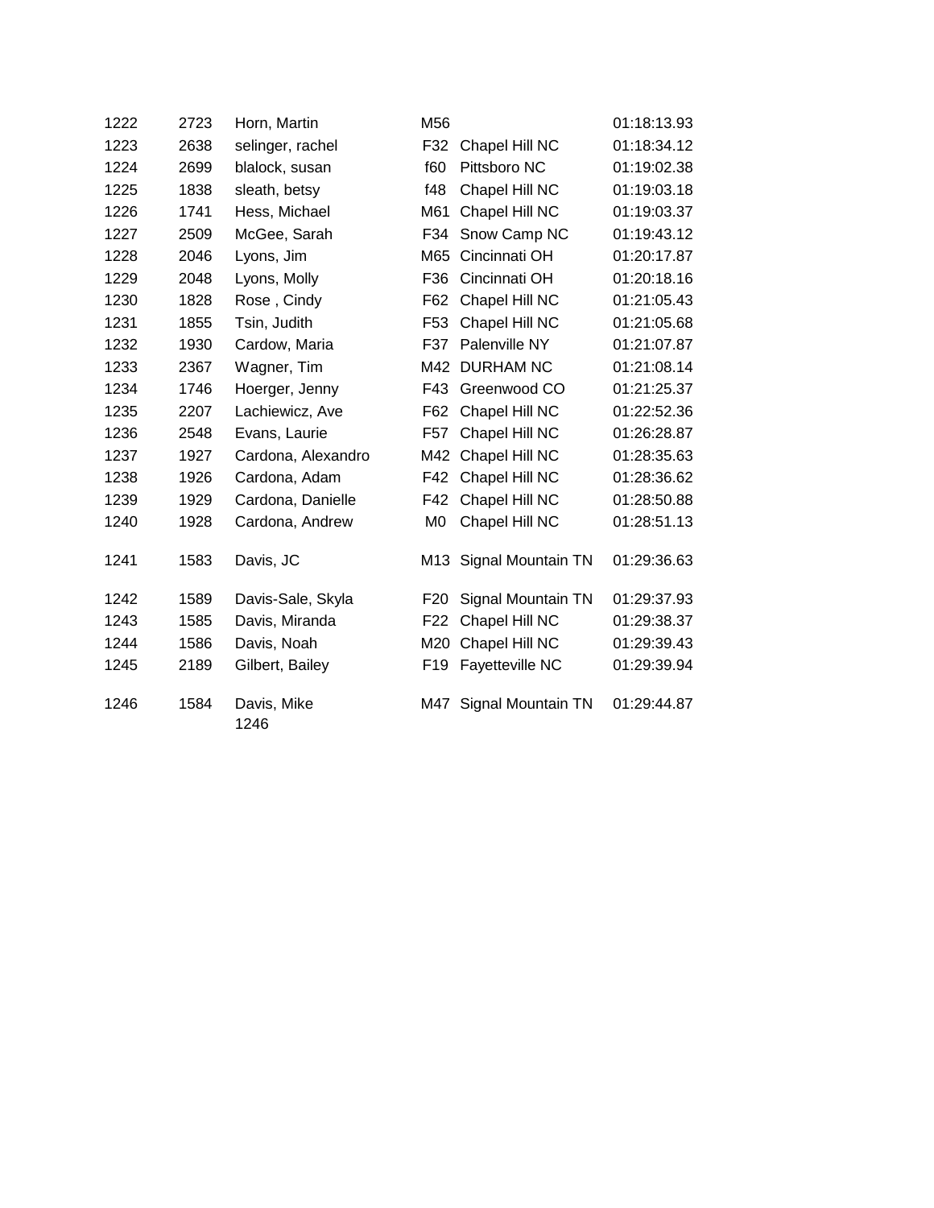| | | | | | |
|---|---|---|---|---|---|
| 1222 | 2723 | Horn, Martin | M56 | | 01:18:13.93 |
| 1223 | 2638 | selinger, rachel | F32 | Chapel Hill NC | 01:18:34.12 |
| 1224 | 2699 | blalock, susan | f60 | Pittsboro NC | 01:19:02.38 |
| 1225 | 1838 | sleath, betsy | f48 | Chapel Hill NC | 01:19:03.18 |
| 1226 | 1741 | Hess, Michael | M61 | Chapel Hill NC | 01:19:03.37 |
| 1227 | 2509 | McGee, Sarah | F34 | Snow Camp NC | 01:19:43.12 |
| 1228 | 2046 | Lyons, Jim | M65 | Cincinnati OH | 01:20:17.87 |
| 1229 | 2048 | Lyons, Molly | F36 | Cincinnati OH | 01:20:18.16 |
| 1230 | 1828 | Rose , Cindy | F62 | Chapel Hill NC | 01:21:05.43 |
| 1231 | 1855 | Tsin, Judith | F53 | Chapel Hill NC | 01:21:05.68 |
| 1232 | 1930 | Cardow, Maria | F37 | Palenville NY | 01:21:07.87 |
| 1233 | 2367 | Wagner, Tim | M42 | DURHAM NC | 01:21:08.14 |
| 1234 | 1746 | Hoerger, Jenny | F43 | Greenwood CO | 01:21:25.37 |
| 1235 | 2207 | Lachiewicz, Ave | F62 | Chapel Hill NC | 01:22:52.36 |
| 1236 | 2548 | Evans, Laurie | F57 | Chapel Hill NC | 01:26:28.87 |
| 1237 | 1927 | Cardona, Alexandro | M42 | Chapel Hill NC | 01:28:35.63 |
| 1238 | 1926 | Cardona, Adam | F42 | Chapel Hill NC | 01:28:36.62 |
| 1239 | 1929 | Cardona, Danielle | F42 | Chapel Hill NC | 01:28:50.88 |
| 1240 | 1928 | Cardona, Andrew | M0 | Chapel Hill NC | 01:28:51.13 |
| 1241 | 1583 | Davis, JC | M13 | Signal Mountain TN | 01:29:36.63 |
| 1242 | 1589 | Davis-Sale, Skyla | F20 | Signal Mountain TN | 01:29:37.93 |
| 1243 | 1585 | Davis, Miranda | F22 | Chapel Hill NC | 01:29:38.37 |
| 1244 | 1586 | Davis, Noah | M20 | Chapel Hill NC | 01:29:39.43 |
| 1245 | 2189 | Gilbert, Bailey | F19 | Fayetteville NC | 01:29:39.94 |
| 1246 | 1584 | Davis, Mike | M47 | Signal Mountain TN | 01:29:44.87 |

1246